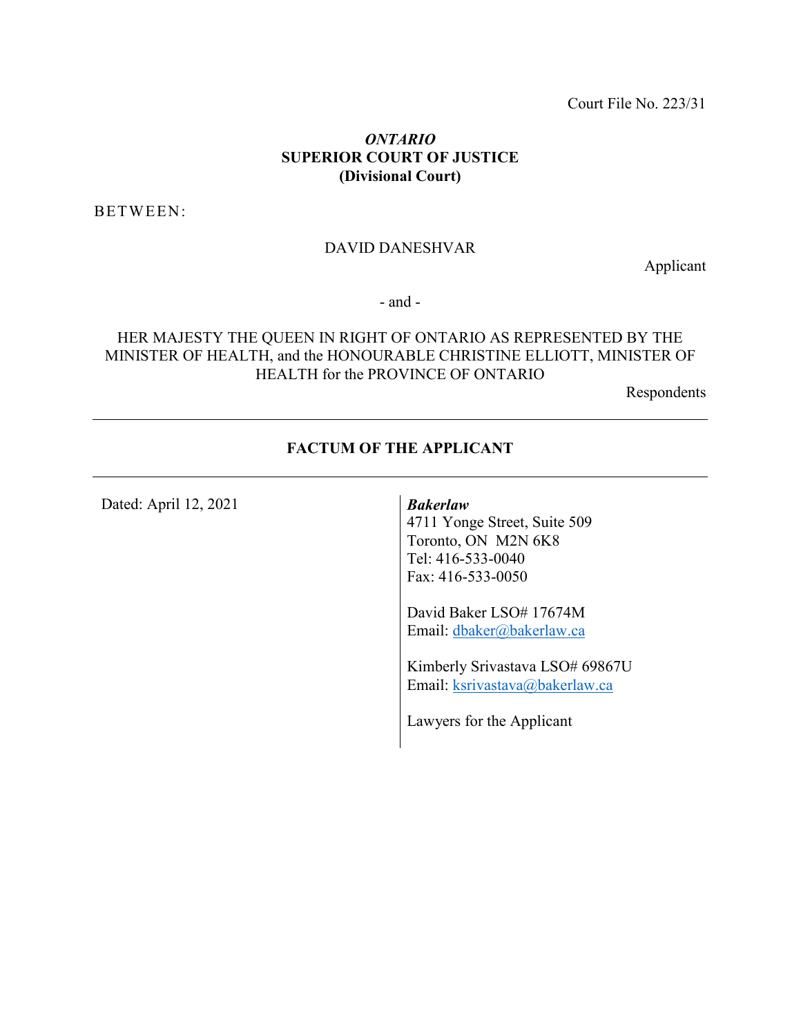Court File No. 223/31

***ONTARIO***
**SUPERIOR COURT OF JUSTICE**
**(Divisional Court)**

BETWEEN:

DAVID DANESHVAR

Applicant

\- and -

HER MAJESTY THE QUEEN IN RIGHT OF ONTARIO AS REPRESENTED BY THE MINISTER OF HEALTH, and the HONOURABLE CHRISTINE ELLIOTT, MINISTER OF HEALTH for the PROVINCE OF ONTARIO

Respondents

---

**FACTUM OF THE APPLICANT**

---

Dated: April 12, 2021

***Bakerlaw***
4711 Yonge Street, Suite 509
Toronto, ON M2N 6K8
Tel: 416-533-0040
Fax: 416-533-0050

David Baker LSO# 17674M
Email: dbaker@bakerlaw.ca

Kimberly Srivastava LSO# 69867U
Email: ksrivastava@bakerlaw.ca

Lawyers for the Applicant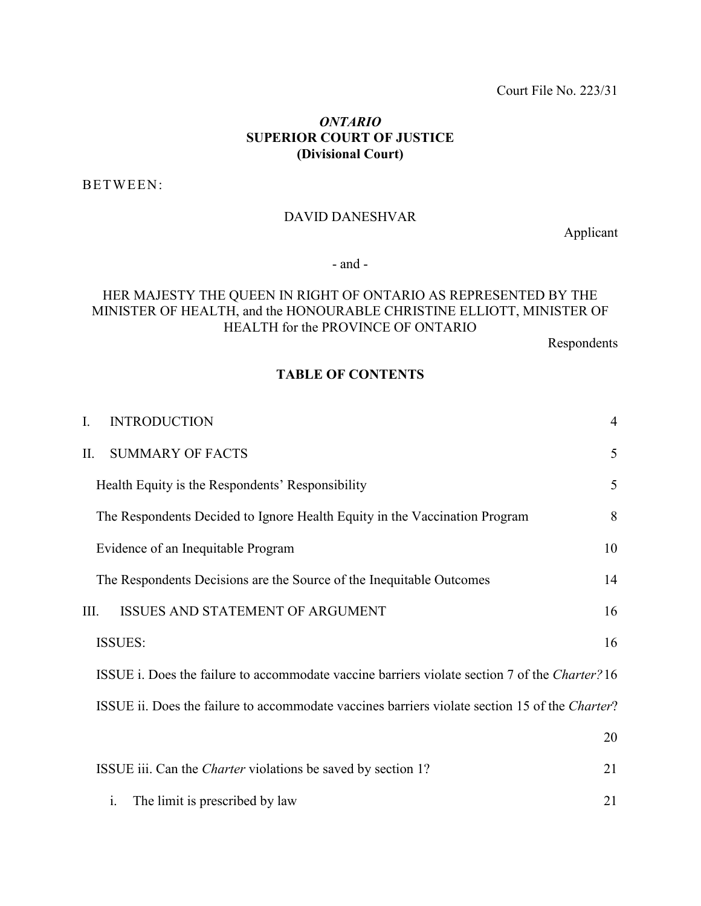Court File No. 223/31

**_ONTARIO_**
**SUPERIOR COURT OF JUSTICE**
**(Divisional Court)**

BETWEEN:

DAVID DANESHVAR

Applicant

\- and -

HER MAJESTY THE QUEEN IN RIGHT OF ONTARIO AS REPRESENTED BY THE MINISTER OF HEALTH, and the HONOURABLE CHRISTINE ELLIOTT, MINISTER OF HEALTH for the PROVINCE OF ONTARIO

Respondents

## TABLE OF CONTENTS

| | |
|---|---|
| I. INTRODUCTION | 4 |
| II. SUMMARY OF FACTS | 5 |
| Health Equity is the Respondents' Responsibility | 5 |
| The Respondents Decided to Ignore Health Equity in the Vaccination Program | 8 |
| Evidence of an Inequitable Program | 10 |
| The Respondents Decisions are the Source of the Inequitable Outcomes | 14 |
| III. ISSUES AND STATEMENT OF ARGUMENT | 16 |
| ISSUES: | 16 |
| ISSUE i. Does the failure to accommodate vaccine barriers violate section 7 of the *Charter?* | 16 |
| ISSUE ii. Does the failure to accommodate vaccines barriers violate section 15 of the *Charter*? | 20 |
| ISSUE iii. Can the *Charter* violations be saved by section 1? | 21 |
| i. The limit is prescribed by law | 21 |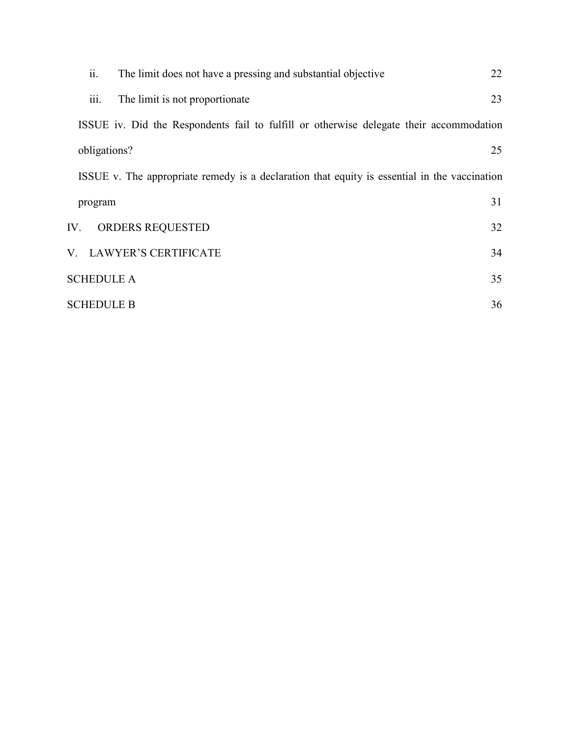ii. The limit does not have a pressing and substantial objective 22

iii. The limit is not proportionate 23

ISSUE iv. Did the Respondents fail to fulfill or otherwise delegate their accommodation obligations? 25

ISSUE v. The appropriate remedy is a declaration that equity is essential in the vaccination program 31

IV. ORDERS REQUESTED 32

V. LAWYER'S CERTIFICATE 34

SCHEDULE A 35

SCHEDULE B 36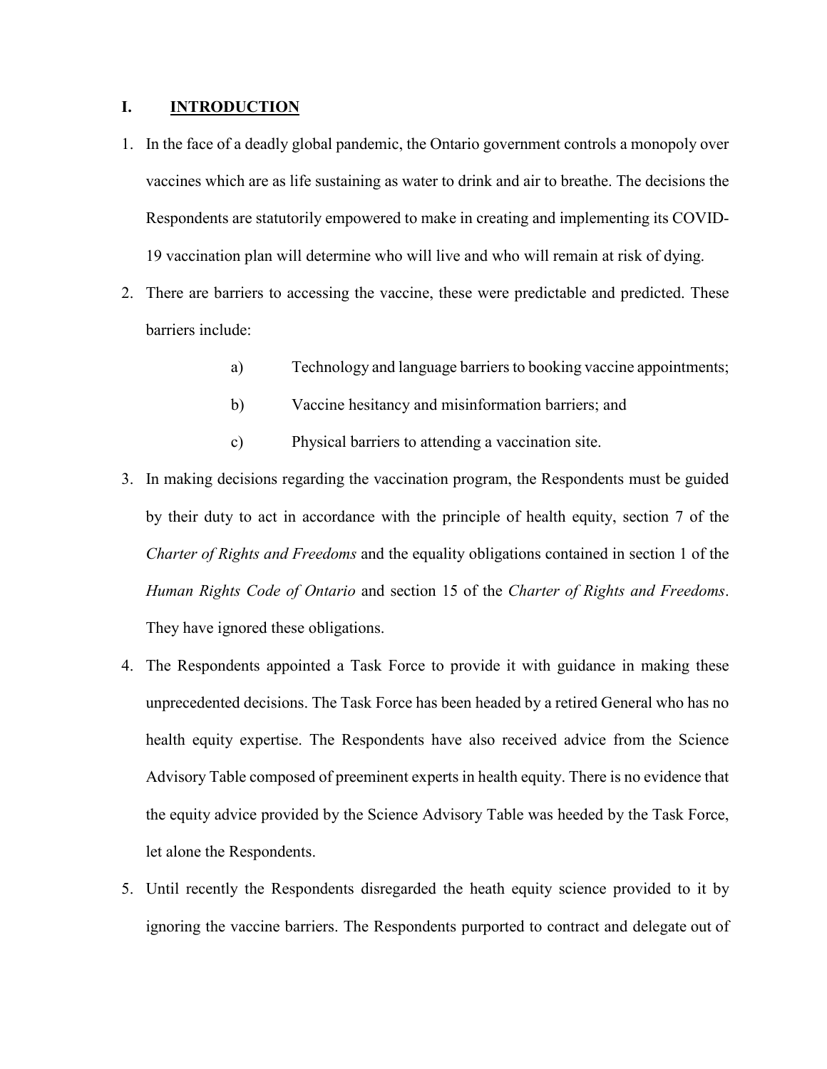## I. INTRODUCTION

1. In the face of a deadly global pandemic, the Ontario government controls a monopoly over vaccines which are as life sustaining as water to drink and air to breathe. The decisions the Respondents are statutorily empowered to make in creating and implementing its COVID-19 vaccination plan will determine who will live and who will remain at risk of dying.

2. There are barriers to accessing the vaccine, these were predictable and predicted. These barriers include:

   a) Technology and language barriers to booking vaccine appointments;

   b) Vaccine hesitancy and misinformation barriers; and

   c) Physical barriers to attending a vaccination site.

3. In making decisions regarding the vaccination program, the Respondents must be guided by their duty to act in accordance with the principle of health equity, section 7 of the *Charter of Rights and Freedoms* and the equality obligations contained in section 1 of the *Human Rights Code of Ontario* and section 15 of the *Charter of Rights and Freedoms*. They have ignored these obligations.

4. The Respondents appointed a Task Force to provide it with guidance in making these unprecedented decisions. The Task Force has been headed by a retired General who has no health equity expertise. The Respondents have also received advice from the Science Advisory Table composed of preeminent experts in health equity. There is no evidence that the equity advice provided by the Science Advisory Table was heeded by the Task Force, let alone the Respondents.

5. Until recently the Respondents disregarded the heath equity science provided to it by ignoring the vaccine barriers. The Respondents purported to contract and delegate out of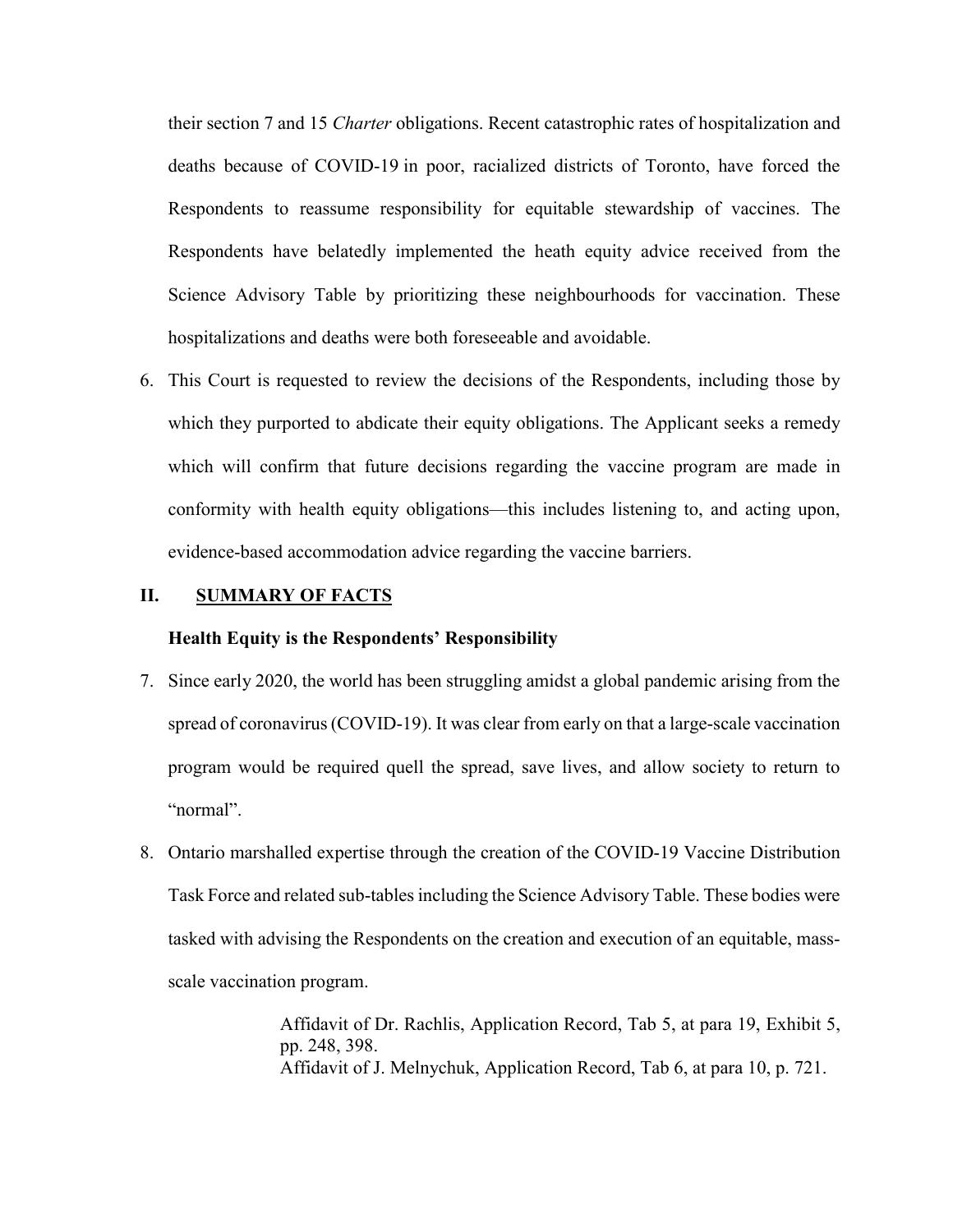their section 7 and 15 *Charter* obligations. Recent catastrophic rates of hospitalization and deaths because of COVID-19 in poor, racialized districts of Toronto, have forced the Respondents to reassume responsibility for equitable stewardship of vaccines. The Respondents have belatedly implemented the heath equity advice received from the Science Advisory Table by prioritizing these neighbourhoods for vaccination. These hospitalizations and deaths were both foreseeable and avoidable.

6. This Court is requested to review the decisions of the Respondents, including those by which they purported to abdicate their equity obligations. The Applicant seeks a remedy which will confirm that future decisions regarding the vaccine program are made in conformity with health equity obligations—this includes listening to, and acting upon, evidence-based accommodation advice regarding the vaccine barriers.

## II. SUMMARY OF FACTS

### Health Equity is the Respondents' Responsibility

7. Since early 2020, the world has been struggling amidst a global pandemic arising from the spread of coronavirus (COVID-19). It was clear from early on that a large-scale vaccination program would be required quell the spread, save lives, and allow society to return to "normal".

8. Ontario marshalled expertise through the creation of the COVID-19 Vaccine Distribution Task Force and related sub-tables including the Science Advisory Table. These bodies were tasked with advising the Respondents on the creation and execution of an equitable, mass-scale vaccination program.

> Affidavit of Dr. Rachlis, Application Record, Tab 5, at para 19, Exhibit 5, pp. 248, 398.
> Affidavit of J. Melnychuk, Application Record, Tab 6, at para 10, p. 721.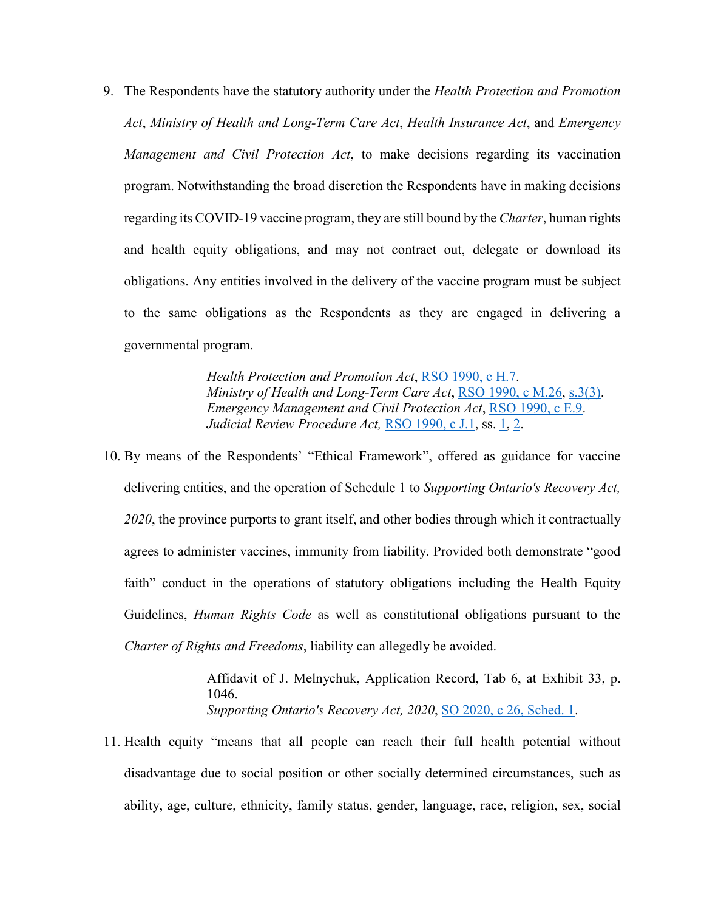9. The Respondents have the statutory authority under the *Health Protection and Promotion Act*, *Ministry of Health and Long-Term Care Act*, *Health Insurance Act*, and *Emergency Management and Civil Protection Act*, to make decisions regarding its vaccination program. Notwithstanding the broad discretion the Respondents have in making decisions regarding its COVID-19 vaccine program, they are still bound by the *Charter*, human rights and health equity obligations, and may not contract out, delegate or download its obligations. Any entities involved in the delivery of the vaccine program must be subject to the same obligations as the Respondents as they are engaged in delivering a governmental program.

   > *Health Protection and Promotion Act*, RSO 1990, c H.7.
   > *Ministry of Health and Long-Term Care Act*, RSO 1990, c M.26, s.3(3).
   > *Emergency Management and Civil Protection Act*, RSO 1990, c E.9.
   > *Judicial Review Procedure Act,* RSO 1990, c J.1, ss. 1, 2.

10. By means of the Respondents' "Ethical Framework", offered as guidance for vaccine delivering entities, and the operation of Schedule 1 to *Supporting Ontario's Recovery Act, 2020*, the province purports to grant itself, and other bodies through which it contractually agrees to administer vaccines, immunity from liability. Provided both demonstrate "good faith" conduct in the operations of statutory obligations including the Health Equity Guidelines, *Human Rights Code* as well as constitutional obligations pursuant to the *Charter of Rights and Freedoms*, liability can allegedly be avoided.

    > Affidavit of J. Melnychuk, Application Record, Tab 6, at Exhibit 33, p. 1046.
    > *Supporting Ontario's Recovery Act, 2020*, SO 2020, c 26, Sched. 1.

11. Health equity "means that all people can reach their full health potential without disadvantage due to social position or other socially determined circumstances, such as ability, age, culture, ethnicity, family status, gender, language, race, religion, sex, social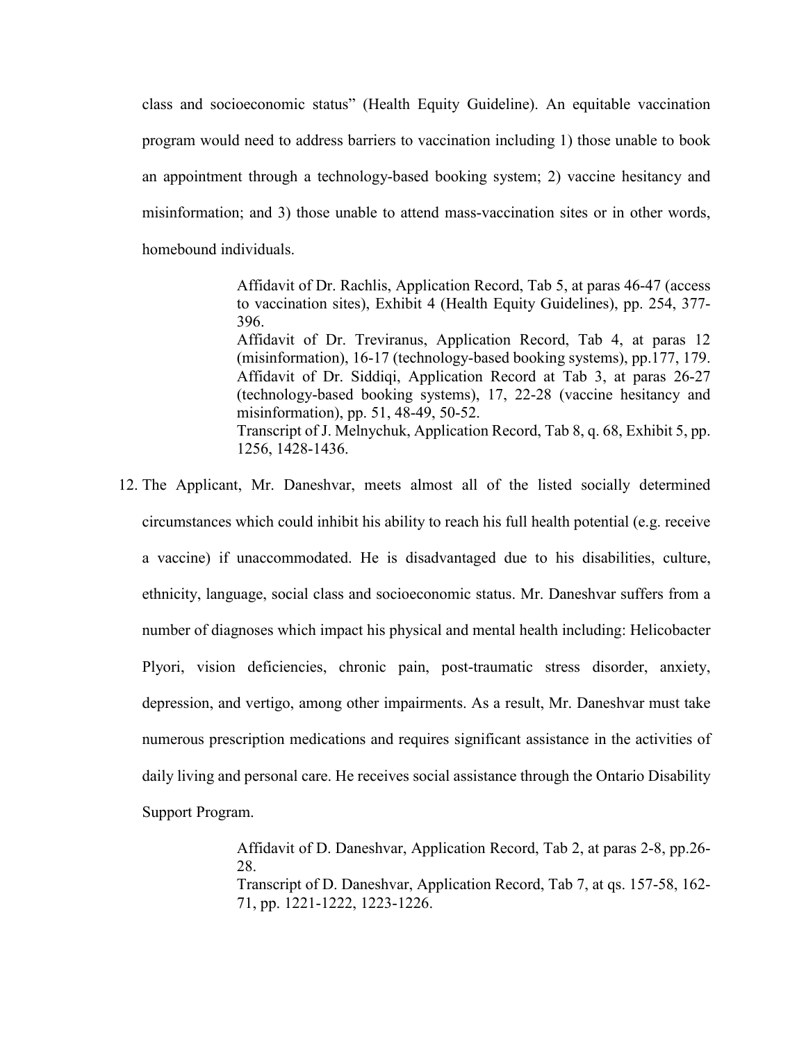class and socioeconomic status" (Health Equity Guideline). An equitable vaccination program would need to address barriers to vaccination including 1) those unable to book an appointment through a technology-based booking system; 2) vaccine hesitancy and misinformation; and 3) those unable to attend mass-vaccination sites or in other words, homebound individuals.

> Affidavit of Dr. Rachlis, Application Record, Tab 5, at paras 46-47 (access to vaccination sites), Exhibit 4 (Health Equity Guidelines), pp. 254, 377-396.
> Affidavit of Dr. Treviranus, Application Record, Tab 4, at paras 12 (misinformation), 16-17 (technology-based booking systems), pp.177, 179.
> Affidavit of Dr. Siddiqi, Application Record at Tab 3, at paras 26-27 (technology-based booking systems), 17, 22-28 (vaccine hesitancy and misinformation), pp. 51, 48-49, 50-52.
> Transcript of J. Melnychuk, Application Record, Tab 8, q. 68, Exhibit 5, pp. 1256, 1428-1436.

12. The Applicant, Mr. Daneshvar, meets almost all of the listed socially determined circumstances which could inhibit his ability to reach his full health potential (e.g. receive a vaccine) if unaccommodated. He is disadvantaged due to his disabilities, culture, ethnicity, language, social class and socioeconomic status. Mr. Daneshvar suffers from a number of diagnoses which impact his physical and mental health including: Helicobacter Plyori, vision deficiencies, chronic pain, post-traumatic stress disorder, anxiety, depression, and vertigo, among other impairments. As a result, Mr. Daneshvar must take numerous prescription medications and requires significant assistance in the activities of daily living and personal care. He receives social assistance through the Ontario Disability Support Program.

> Affidavit of D. Daneshvar, Application Record, Tab 2, at paras 2-8, pp.26-28.
> Transcript of D. Daneshvar, Application Record, Tab 7, at qs. 157-58, 162-71, pp. 1221-1222, 1223-1226.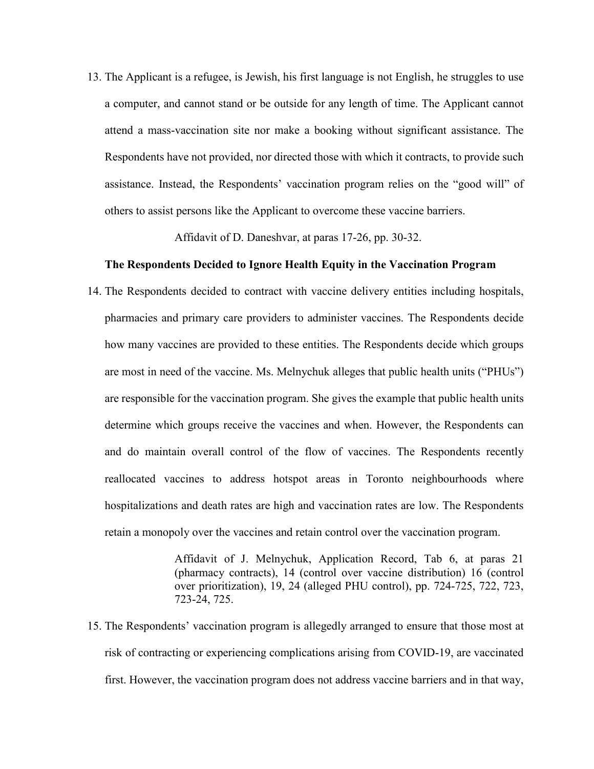13. The Applicant is a refugee, is Jewish, his first language is not English, he struggles to use a computer, and cannot stand or be outside for any length of time. The Applicant cannot attend a mass-vaccination site nor make a booking without significant assistance. The Respondents have not provided, nor directed those with which it contracts, to provide such assistance. Instead, the Respondents' vaccination program relies on the "good will" of others to assist persons like the Applicant to overcome these vaccine barriers.

    Affidavit of D. Daneshvar, at paras 17-26, pp. 30-32.

**The Respondents Decided to Ignore Health Equity in the Vaccination Program**

14. The Respondents decided to contract with vaccine delivery entities including hospitals, pharmacies and primary care providers to administer vaccines. The Respondents decide how many vaccines are provided to these entities. The Respondents decide which groups are most in need of the vaccine. Ms. Melnychuk alleges that public health units ("PHUs") are responsible for the vaccination program. She gives the example that public health units determine which groups receive the vaccines and when. However, the Respondents can and do maintain overall control of the flow of vaccines. The Respondents recently reallocated vaccines to address hotspot areas in Toronto neighbourhoods where hospitalizations and death rates are high and vaccination rates are low. The Respondents retain a monopoly over the vaccines and retain control over the vaccination program.

    Affidavit of J. Melnychuk, Application Record, Tab 6, at paras 21 (pharmacy contracts), 14 (control over vaccine distribution) 16 (control over prioritization), 19, 24 (alleged PHU control), pp. 724-725, 722, 723, 723-24, 725.

15. The Respondents' vaccination program is allegedly arranged to ensure that those most at risk of contracting or experiencing complications arising from COVID-19, are vaccinated first. However, the vaccination program does not address vaccine barriers and in that way,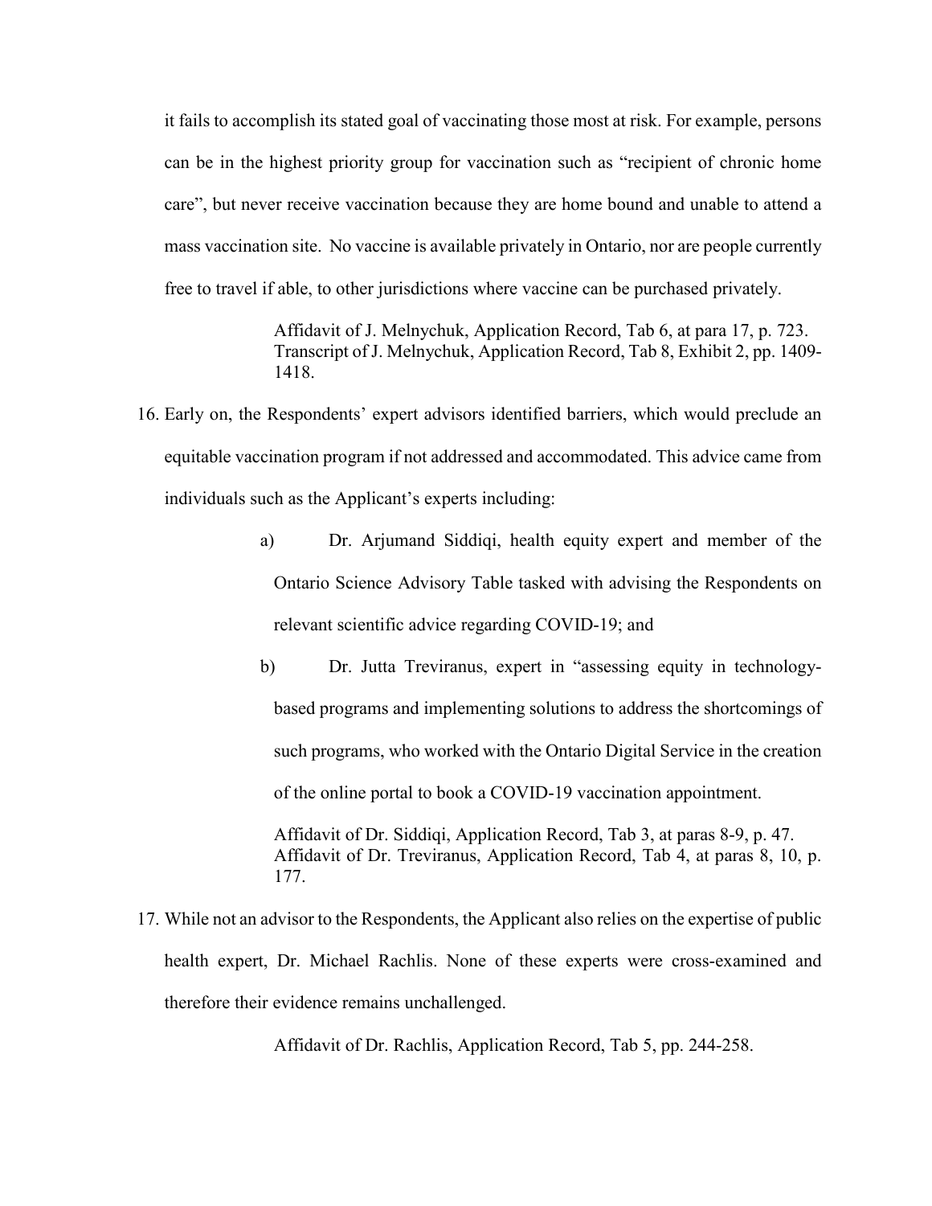it fails to accomplish its stated goal of vaccinating those most at risk. For example, persons can be in the highest priority group for vaccination such as "recipient of chronic home care", but never receive vaccination because they are home bound and unable to attend a mass vaccination site. No vaccine is available privately in Ontario, nor are people currently free to travel if able, to other jurisdictions where vaccine can be purchased privately.

> Affidavit of J. Melnychuk, Application Record, Tab 6, at para 17, p. 723.
> Transcript of J. Melnychuk, Application Record, Tab 8, Exhibit 2, pp. 1409-1418.

16. Early on, the Respondents' expert advisors identified barriers, which would preclude an equitable vaccination program if not addressed and accommodated. This advice came from individuals such as the Applicant's experts including:

    a) Dr. Arjumand Siddiqi, health equity expert and member of the Ontario Science Advisory Table tasked with advising the Respondents on relevant scientific advice regarding COVID-19; and

    b) Dr. Jutta Treviranus, expert in "assessing equity in technology-based programs and implementing solutions to address the shortcomings of such programs, who worked with the Ontario Digital Service in the creation of the online portal to book a COVID-19 vaccination appointment.

    > Affidavit of Dr. Siddiqi, Application Record, Tab 3, at paras 8-9, p. 47.
    > Affidavit of Dr. Treviranus, Application Record, Tab 4, at paras 8, 10, p. 177.

17. While not an advisor to the Respondents, the Applicant also relies on the expertise of public health expert, Dr. Michael Rachlis. None of these experts were cross-examined and therefore their evidence remains unchallenged.

    > Affidavit of Dr. Rachlis, Application Record, Tab 5, pp. 244-258.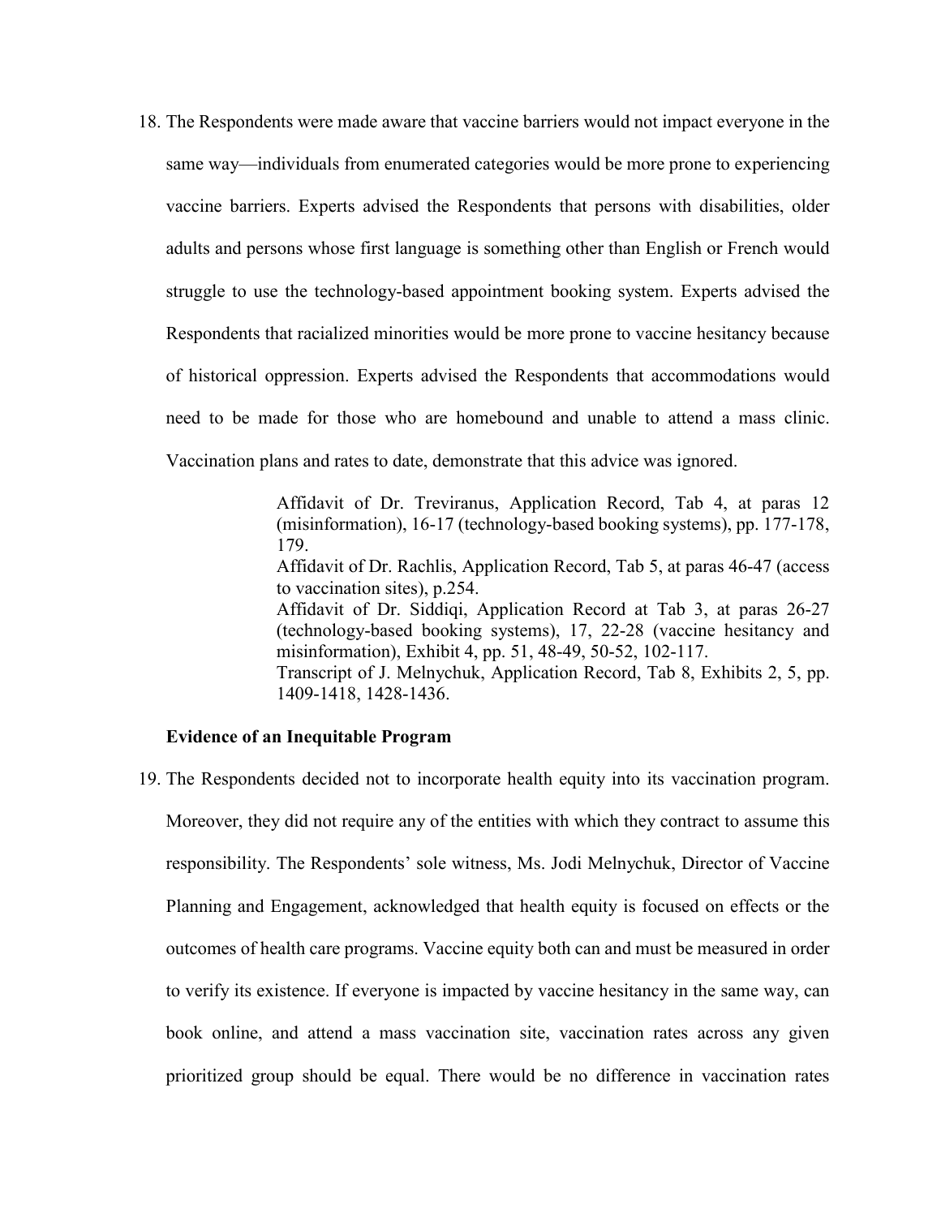18. The Respondents were made aware that vaccine barriers would not impact everyone in the same way—individuals from enumerated categories would be more prone to experiencing vaccine barriers. Experts advised the Respondents that persons with disabilities, older adults and persons whose first language is something other than English or French would struggle to use the technology-based appointment booking system. Experts advised the Respondents that racialized minorities would be more prone to vaccine hesitancy because of historical oppression. Experts advised the Respondents that accommodations would need to be made for those who are homebound and unable to attend a mass clinic. Vaccination plans and rates to date, demonstrate that this advice was ignored.

> Affidavit of Dr. Treviranus, Application Record, Tab 4, at paras 12 (misinformation), 16-17 (technology-based booking systems), pp. 177-178, 179.
> Affidavit of Dr. Rachlis, Application Record, Tab 5, at paras 46-47 (access to vaccination sites), p.254.
> Affidavit of Dr. Siddiqi, Application Record at Tab 3, at paras 26-27 (technology-based booking systems), 17, 22-28 (vaccine hesitancy and misinformation), Exhibit 4, pp. 51, 48-49, 50-52, 102-117.
> Transcript of J. Melnychuk, Application Record, Tab 8, Exhibits 2, 5, pp. 1409-1418, 1428-1436.

**Evidence of an Inequitable Program**

19. The Respondents decided not to incorporate health equity into its vaccination program. Moreover, they did not require any of the entities with which they contract to assume this responsibility. The Respondents' sole witness, Ms. Jodi Melnychuk, Director of Vaccine Planning and Engagement, acknowledged that health equity is focused on effects or the outcomes of health care programs. Vaccine equity both can and must be measured in order to verify its existence. If everyone is impacted by vaccine hesitancy in the same way, can book online, and attend a mass vaccination site, vaccination rates across any given prioritized group should be equal. There would be no difference in vaccination rates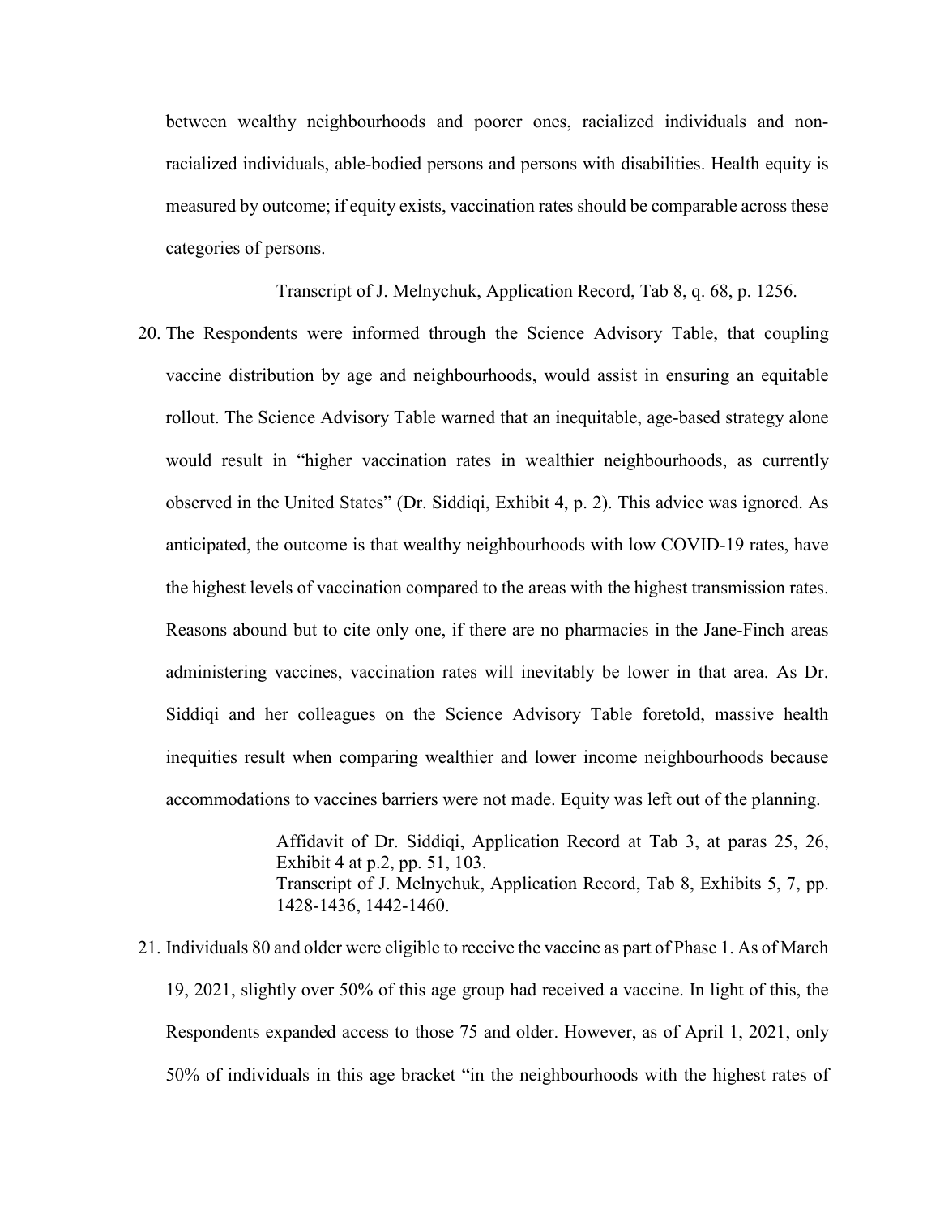between wealthy neighbourhoods and poorer ones, racialized individuals and non-racialized individuals, able-bodied persons and persons with disabilities. Health equity is measured by outcome; if equity exists, vaccination rates should be comparable across these categories of persons.

> Transcript of J. Melnychuk, Application Record, Tab 8, q. 68, p. 1256.

20. The Respondents were informed through the Science Advisory Table, that coupling vaccine distribution by age and neighbourhoods, would assist in ensuring an equitable rollout. The Science Advisory Table warned that an inequitable, age-based strategy alone would result in "higher vaccination rates in wealthier neighbourhoods, as currently observed in the United States" (Dr. Siddiqi, Exhibit 4, p. 2). This advice was ignored. As anticipated, the outcome is that wealthy neighbourhoods with low COVID-19 rates, have the highest levels of vaccination compared to the areas with the highest transmission rates. Reasons abound but to cite only one, if there are no pharmacies in the Jane-Finch areas administering vaccines, vaccination rates will inevitably be lower in that area. As Dr. Siddiqi and her colleagues on the Science Advisory Table foretold, massive health inequities result when comparing wealthier and lower income neighbourhoods because accommodations to vaccines barriers were not made. Equity was left out of the planning.

> Affidavit of Dr. Siddiqi, Application Record at Tab 3, at paras 25, 26, Exhibit 4 at p.2, pp. 51, 103.
> Transcript of J. Melnychuk, Application Record, Tab 8, Exhibits 5, 7, pp. 1428-1436, 1442-1460.

21. Individuals 80 and older were eligible to receive the vaccine as part of Phase 1. As of March 19, 2021, slightly over 50% of this age group had received a vaccine. In light of this, the Respondents expanded access to those 75 and older. However, as of April 1, 2021, only 50% of individuals in this age bracket "in the neighbourhoods with the highest rates of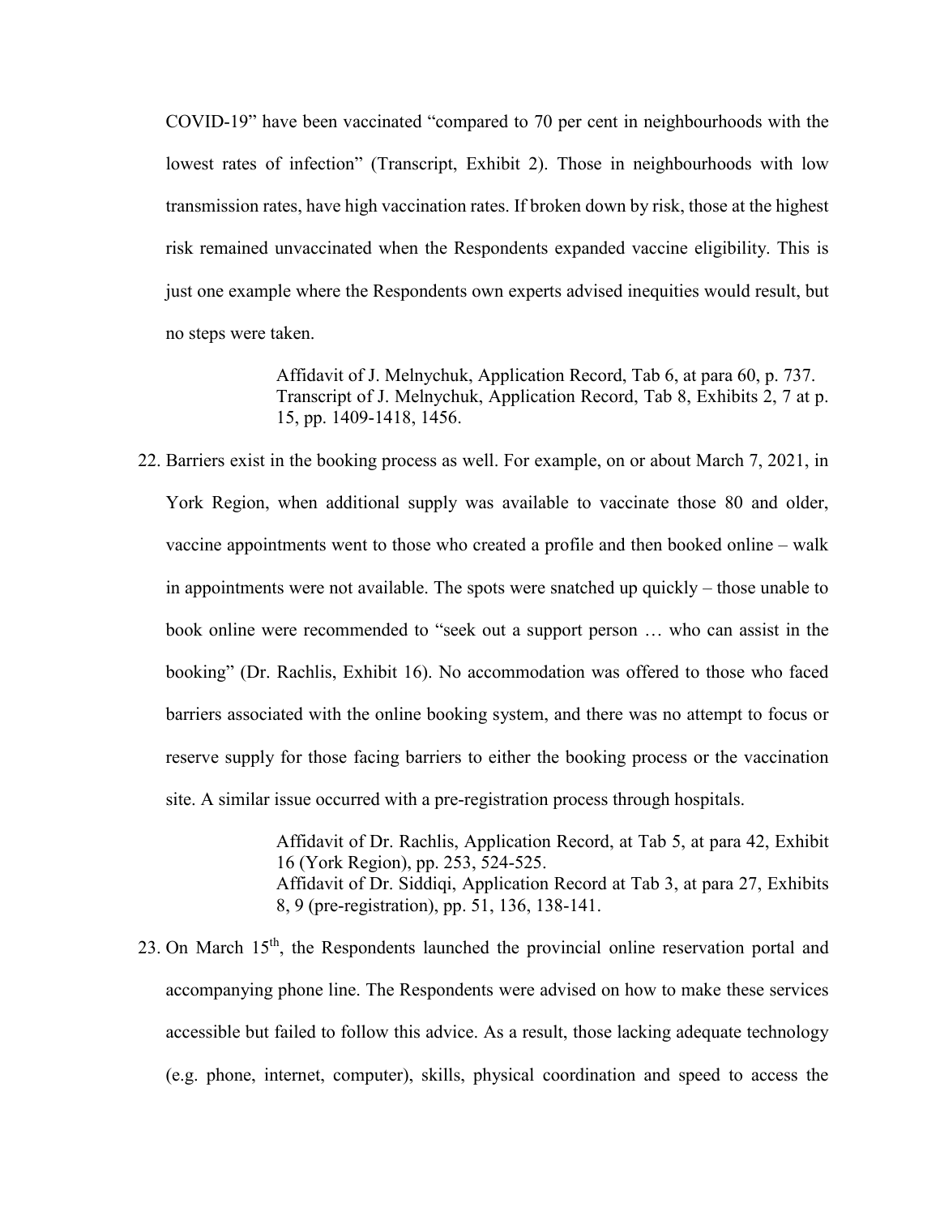COVID-19" have been vaccinated "compared to 70 per cent in neighbourhoods with the lowest rates of infection" (Transcript, Exhibit 2). Those in neighbourhoods with low transmission rates, have high vaccination rates. If broken down by risk, those at the highest risk remained unvaccinated when the Respondents expanded vaccine eligibility. This is just one example where the Respondents own experts advised inequities would result, but no steps were taken.

> Affidavit of J. Melnychuk, Application Record, Tab 6, at para 60, p. 737.
> Transcript of J. Melnychuk, Application Record, Tab 8, Exhibits 2, 7 at p. 15, pp. 1409-1418, 1456.

22. Barriers exist in the booking process as well. For example, on or about March 7, 2021, in York Region, when additional supply was available to vaccinate those 80 and older, vaccine appointments went to those who created a profile and then booked online – walk in appointments were not available. The spots were snatched up quickly – those unable to book online were recommended to "seek out a support person … who can assist in the booking" (Dr. Rachlis, Exhibit 16). No accommodation was offered to those who faced barriers associated with the online booking system, and there was no attempt to focus or reserve supply for those facing barriers to either the booking process or the vaccination site. A similar issue occurred with a pre-registration process through hospitals.

> Affidavit of Dr. Rachlis, Application Record, at Tab 5, at para 42, Exhibit 16 (York Region), pp. 253, 524-525.
> Affidavit of Dr. Siddiqi, Application Record at Tab 3, at para 27, Exhibits 8, 9 (pre-registration), pp. 51, 136, 138-141.

23. On March 15th, the Respondents launched the provincial online reservation portal and accompanying phone line. The Respondents were advised on how to make these services accessible but failed to follow this advice. As a result, those lacking adequate technology (e.g. phone, internet, computer), skills, physical coordination and speed to access the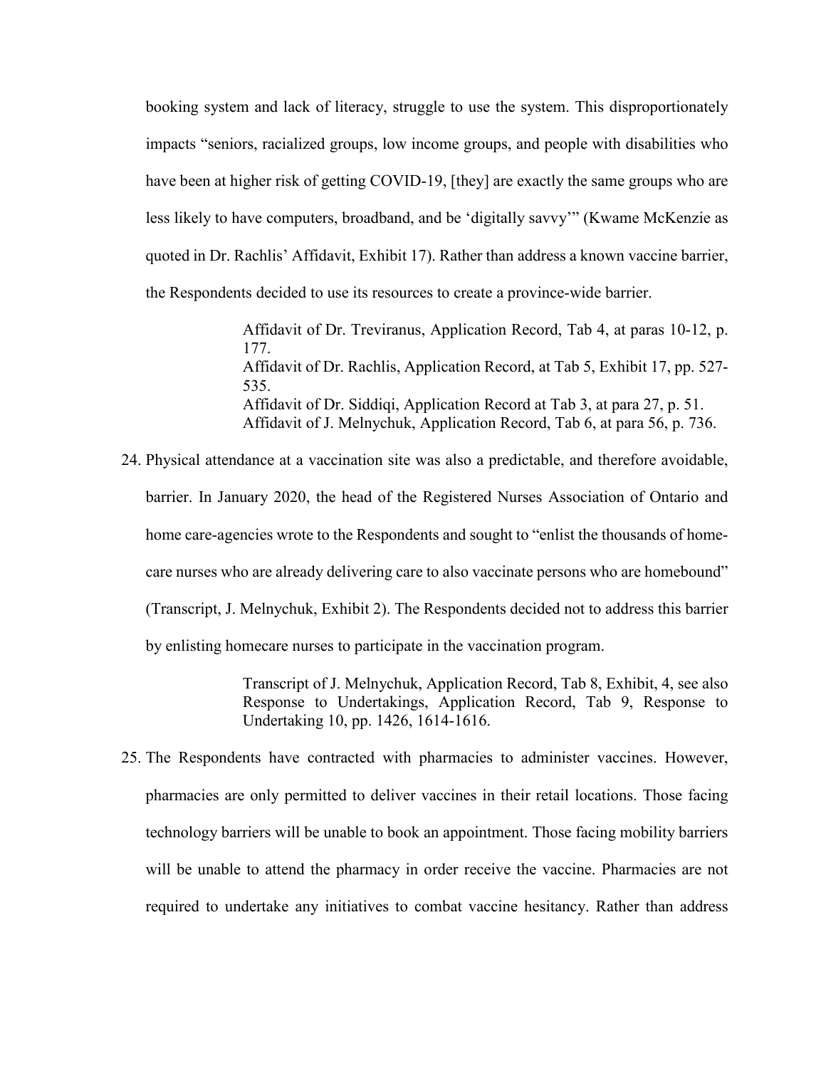booking system and lack of literacy, struggle to use the system. This disproportionately impacts "seniors, racialized groups, low income groups, and people with disabilities who have been at higher risk of getting COVID-19, [they] are exactly the same groups who are less likely to have computers, broadband, and be 'digitally savvy'" (Kwame McKenzie as quoted in Dr. Rachlis' Affidavit, Exhibit 17). Rather than address a known vaccine barrier, the Respondents decided to use its resources to create a province-wide barrier.

> Affidavit of Dr. Treviranus, Application Record, Tab 4, at paras 10-12, p. 177.
> Affidavit of Dr. Rachlis, Application Record, at Tab 5, Exhibit 17, pp. 527-535.
> Affidavit of Dr. Siddiqi, Application Record at Tab 3, at para 27, p. 51.
> Affidavit of J. Melnychuk, Application Record, Tab 6, at para 56, p. 736.

24. Physical attendance at a vaccination site was also a predictable, and therefore avoidable, barrier. In January 2020, the head of the Registered Nurses Association of Ontario and home care-agencies wrote to the Respondents and sought to "enlist the thousands of home-care nurses who are already delivering care to also vaccinate persons who are homebound" (Transcript, J. Melnychuk, Exhibit 2). The Respondents decided not to address this barrier by enlisting homecare nurses to participate in the vaccination program.

> Transcript of J. Melnychuk, Application Record, Tab 8, Exhibit, 4, see also Response to Undertakings, Application Record, Tab 9, Response to Undertaking 10, pp. 1426, 1614-1616.

25. The Respondents have contracted with pharmacies to administer vaccines. However, pharmacies are only permitted to deliver vaccines in their retail locations. Those facing technology barriers will be unable to book an appointment. Those facing mobility barriers will be unable to attend the pharmacy in order receive the vaccine. Pharmacies are not required to undertake any initiatives to combat vaccine hesitancy. Rather than address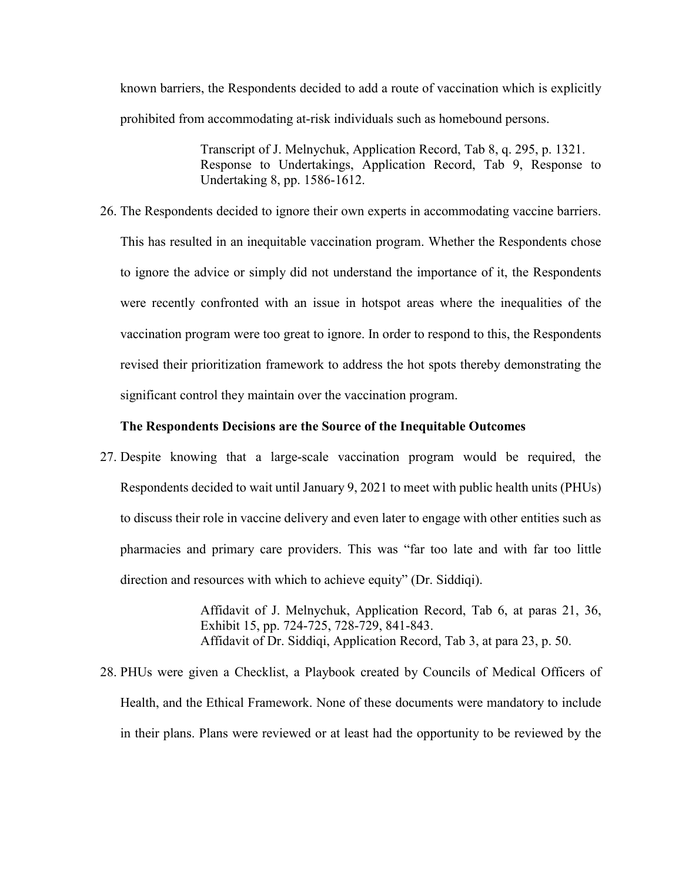known barriers, the Respondents decided to add a route of vaccination which is explicitly prohibited from accommodating at-risk individuals such as homebound persons.

> Transcript of J. Melnychuk, Application Record, Tab 8, q. 295, p. 1321.
> Response to Undertakings, Application Record, Tab 9, Response to Undertaking 8, pp. 1586-1612.

26. The Respondents decided to ignore their own experts in accommodating vaccine barriers. This has resulted in an inequitable vaccination program. Whether the Respondents chose to ignore the advice or simply did not understand the importance of it, the Respondents were recently confronted with an issue in hotspot areas where the inequalities of the vaccination program were too great to ignore. In order to respond to this, the Respondents revised their prioritization framework to address the hot spots thereby demonstrating the significant control they maintain over the vaccination program.

**The Respondents Decisions are the Source of the Inequitable Outcomes**

27. Despite knowing that a large-scale vaccination program would be required, the Respondents decided to wait until January 9, 2021 to meet with public health units (PHUs) to discuss their role in vaccine delivery and even later to engage with other entities such as pharmacies and primary care providers. This was "far too late and with far too little direction and resources with which to achieve equity" (Dr. Siddiqi).

> Affidavit of J. Melnychuk, Application Record, Tab 6, at paras 21, 36, Exhibit 15, pp. 724-725, 728-729, 841-843.
> Affidavit of Dr. Siddiqi, Application Record, Tab 3, at para 23, p. 50.

28. PHUs were given a Checklist, a Playbook created by Councils of Medical Officers of Health, and the Ethical Framework. None of these documents were mandatory to include in their plans. Plans were reviewed or at least had the opportunity to be reviewed by the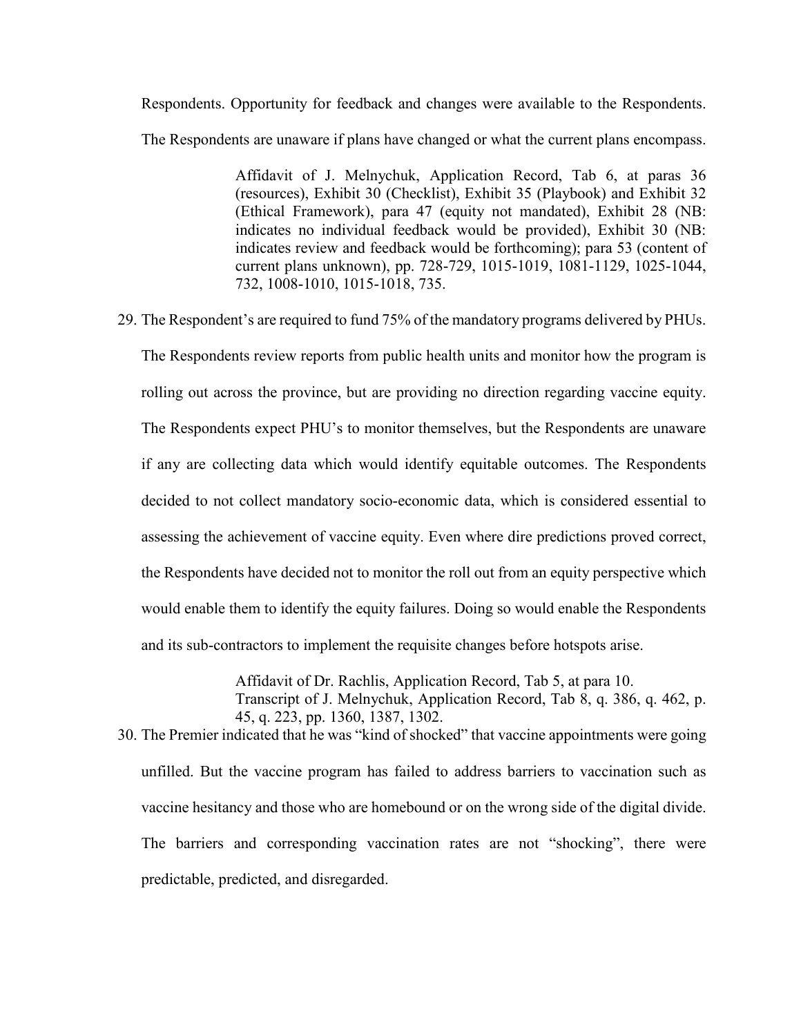Respondents. Opportunity for feedback and changes were available to the Respondents. The Respondents are unaware if plans have changed or what the current plans encompass.

> Affidavit of J. Melnychuk, Application Record, Tab 6, at paras 36 (resources), Exhibit 30 (Checklist), Exhibit 35 (Playbook) and Exhibit 32 (Ethical Framework), para 47 (equity not mandated), Exhibit 28 (NB: indicates no individual feedback would be provided), Exhibit 30 (NB: indicates review and feedback would be forthcoming); para 53 (content of current plans unknown), pp. 728-729, 1015-1019, 1081-1129, 1025-1044, 732, 1008-1010, 1015-1018, 735.

29. The Respondent's are required to fund 75% of the mandatory programs delivered by PHUs. The Respondents review reports from public health units and monitor how the program is rolling out across the province, but are providing no direction regarding vaccine equity. The Respondents expect PHU's to monitor themselves, but the Respondents are unaware if any are collecting data which would identify equitable outcomes. The Respondents decided to not collect mandatory socio-economic data, which is considered essential to assessing the achievement of vaccine equity. Even where dire predictions proved correct, the Respondents have decided not to monitor the roll out from an equity perspective which would enable them to identify the equity failures. Doing so would enable the Respondents and its sub-contractors to implement the requisite changes before hotspots arise.

> Affidavit of Dr. Rachlis, Application Record, Tab 5, at para 10.
> Transcript of J. Melnychuk, Application Record, Tab 8, q. 386, q. 462, p. 45, q. 223, pp. 1360, 1387, 1302.

30. The Premier indicated that he was "kind of shocked" that vaccine appointments were going unfilled. But the vaccine program has failed to address barriers to vaccination such as vaccine hesitancy and those who are homebound or on the wrong side of the digital divide. The barriers and corresponding vaccination rates are not "shocking", there were predictable, predicted, and disregarded.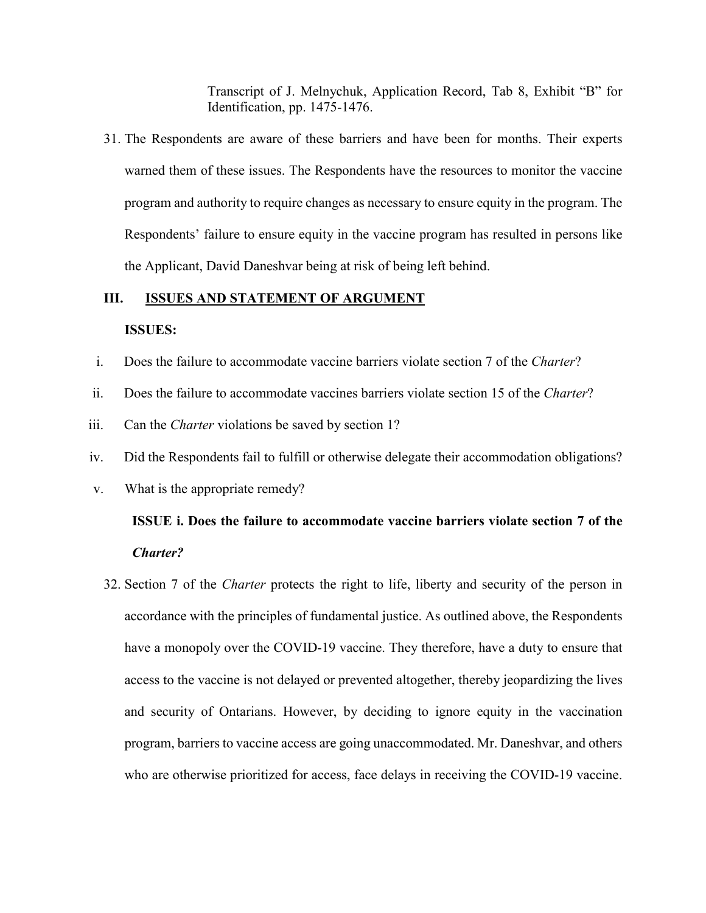Transcript of J. Melnychuk, Application Record, Tab 8, Exhibit "B" for Identification, pp. 1475-1476.

31. The Respondents are aware of these barriers and have been for months. Their experts warned them of these issues. The Respondents have the resources to monitor the vaccine program and authority to require changes as necessary to ensure equity in the program. The Respondents' failure to ensure equity in the vaccine program has resulted in persons like the Applicant, David Daneshvar being at risk of being left behind.

## III. ISSUES AND STATEMENT OF ARGUMENT

**ISSUES:**

i. Does the failure to accommodate vaccine barriers violate section 7 of the *Charter*?

ii. Does the failure to accommodate vaccines barriers violate section 15 of the *Charter*?

iii. Can the *Charter* violations be saved by section 1?

iv. Did the Respondents fail to fulfill or otherwise delegate their accommodation obligations?

v. What is the appropriate remedy?

### ISSUE i. Does the failure to accommodate vaccine barriers violate section 7 of the *Charter?*

32. Section 7 of the *Charter* protects the right to life, liberty and security of the person in accordance with the principles of fundamental justice. As outlined above, the Respondents have a monopoly over the COVID-19 vaccine. They therefore, have a duty to ensure that access to the vaccine is not delayed or prevented altogether, thereby jeopardizing the lives and security of Ontarians. However, by deciding to ignore equity in the vaccination program, barriers to vaccine access are going unaccommodated. Mr. Daneshvar, and others who are otherwise prioritized for access, face delays in receiving the COVID-19 vaccine.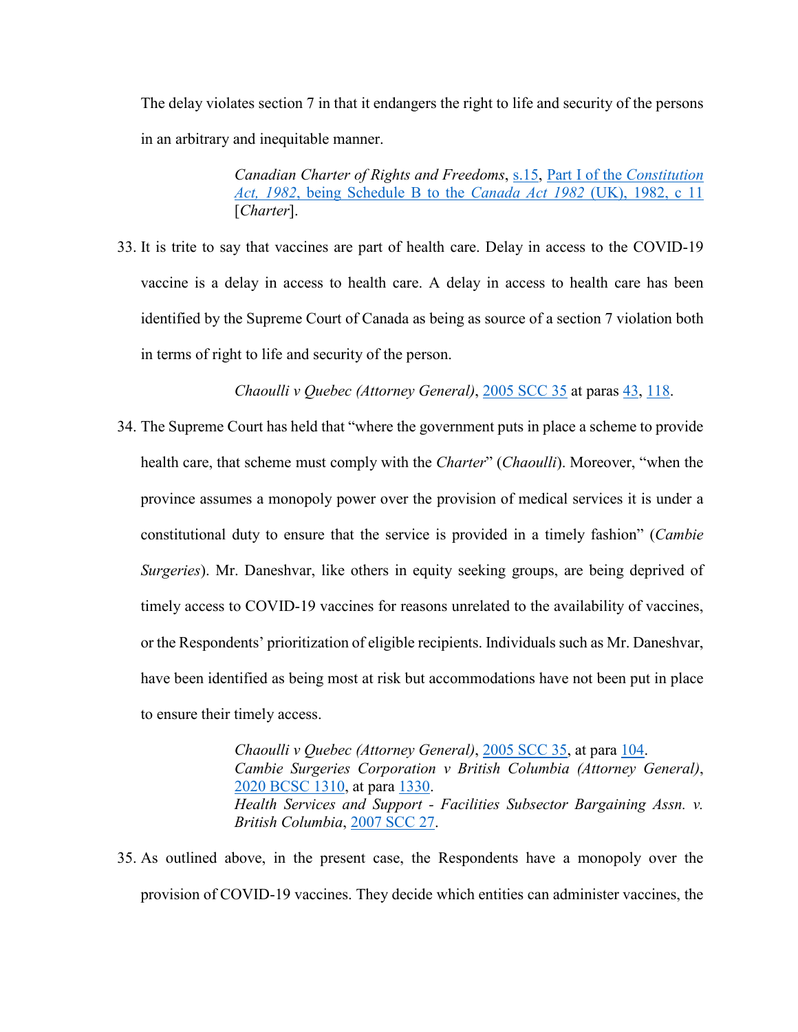The delay violates section 7 in that it endangers the right to life and security of the persons in an arbitrary and inequitable manner.

> *Canadian Charter of Rights and Freedoms*, s.15, Part I of the *Constitution Act, 1982*, being Schedule B to the *Canada Act 1982* (UK), 1982, c 11 [*Charter*].

33. It is trite to say that vaccines are part of health care. Delay in access to the COVID-19 vaccine is a delay in access to health care. A delay in access to health care has been identified by the Supreme Court of Canada as being as source of a section 7 violation both in terms of right to life and security of the person.

> *Chaoulli v Quebec (Attorney General)*, 2005 SCC 35 at paras 43, 118.

34. The Supreme Court has held that "where the government puts in place a scheme to provide health care, that scheme must comply with the *Charter*" (*Chaoulli*). Moreover, "when the province assumes a monopoly power over the provision of medical services it is under a constitutional duty to ensure that the service is provided in a timely fashion" (*Cambie Surgeries*). Mr. Daneshvar, like others in equity seeking groups, are being deprived of timely access to COVID-19 vaccines for reasons unrelated to the availability of vaccines, or the Respondents' prioritization of eligible recipients. Individuals such as Mr. Daneshvar, have been identified as being most at risk but accommodations have not been put in place to ensure their timely access.

> *Chaoulli v Quebec (Attorney General)*, 2005 SCC 35, at para 104.
> *Cambie Surgeries Corporation v British Columbia (Attorney General)*, 2020 BCSC 1310, at para 1330.
> *Health Services and Support - Facilities Subsector Bargaining Assn. v. British Columbia*, 2007 SCC 27.

35. As outlined above, in the present case, the Respondents have a monopoly over the provision of COVID-19 vaccines. They decide which entities can administer vaccines, the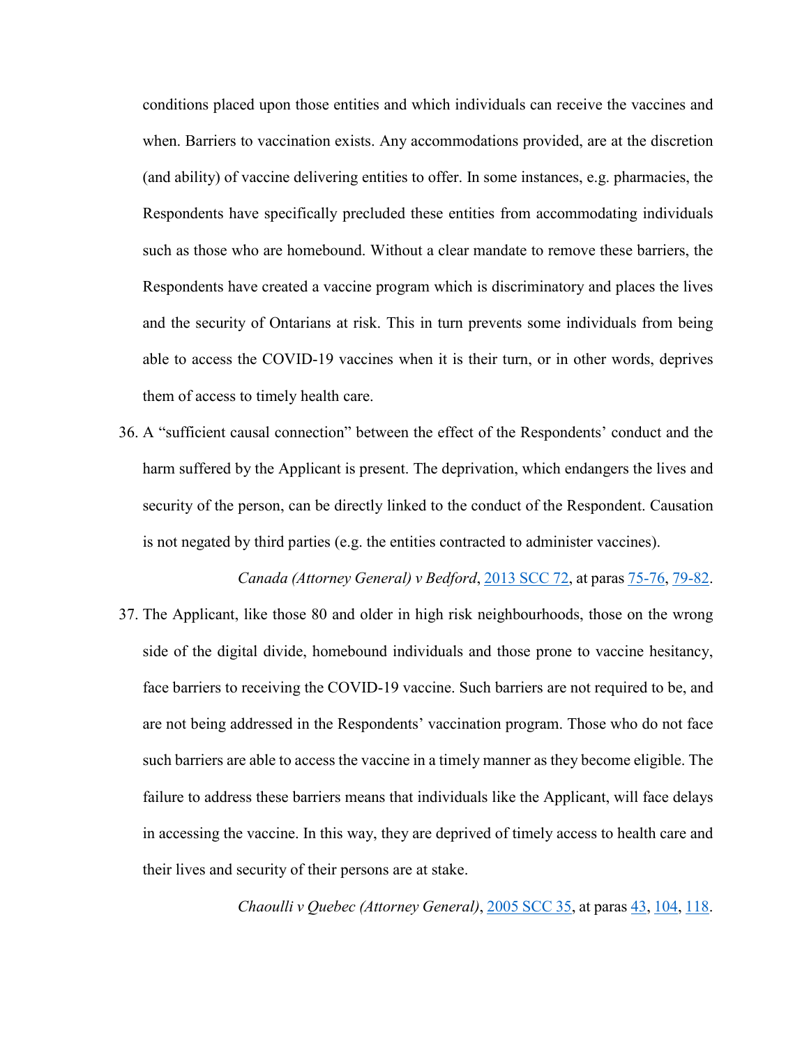conditions placed upon those entities and which individuals can receive the vaccines and when. Barriers to vaccination exists. Any accommodations provided, are at the discretion (and ability) of vaccine delivering entities to offer. In some instances, e.g. pharmacies, the Respondents have specifically precluded these entities from accommodating individuals such as those who are homebound. Without a clear mandate to remove these barriers, the Respondents have created a vaccine program which is discriminatory and places the lives and the security of Ontarians at risk. This in turn prevents some individuals from being able to access the COVID-19 vaccines when it is their turn, or in other words, deprives them of access to timely health care.

36. A "sufficient causal connection" between the effect of the Respondents' conduct and the harm suffered by the Applicant is present. The deprivation, which endangers the lives and security of the person, can be directly linked to the conduct of the Respondent. Causation is not negated by third parties (e.g. the entities contracted to administer vaccines).

*Canada (Attorney General) v Bedford*, 2013 SCC 72, at paras 75-76, 79-82.

37. The Applicant, like those 80 and older in high risk neighbourhoods, those on the wrong side of the digital divide, homebound individuals and those prone to vaccine hesitancy, face barriers to receiving the COVID-19 vaccine. Such barriers are not required to be, and are not being addressed in the Respondents' vaccination program. Those who do not face such barriers are able to access the vaccine in a timely manner as they become eligible. The failure to address these barriers means that individuals like the Applicant, will face delays in accessing the vaccine. In this way, they are deprived of timely access to health care and their lives and security of their persons are at stake.

*Chaoulli v Quebec (Attorney General)*, 2005 SCC 35, at paras 43, 104, 118.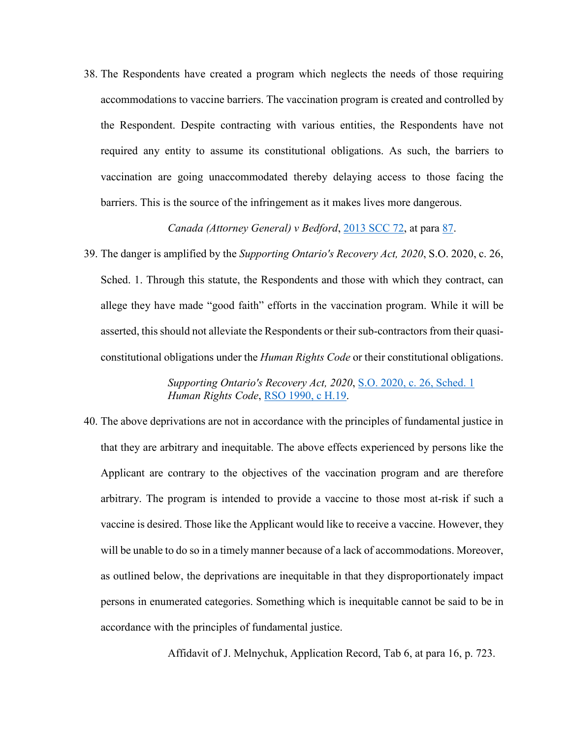38. The Respondents have created a program which neglects the needs of those requiring accommodations to vaccine barriers. The vaccination program is created and controlled by the Respondent. Despite contracting with various entities, the Respondents have not required any entity to assume its constitutional obligations. As such, the barriers to vaccination are going unaccommodated thereby delaying access to those facing the barriers. This is the source of the infringement as it makes lives more dangerous.

    *Canada (Attorney General) v Bedford*, 2013 SCC 72, at para 87.

39. The danger is amplified by the *Supporting Ontario's Recovery Act, 2020*, S.O. 2020, c. 26, Sched. 1. Through this statute, the Respondents and those with which they contract, can allege they have made "good faith" efforts in the vaccination program. While it will be asserted, this should not alleviate the Respondents or their sub-contractors from their quasi-constitutional obligations under the *Human Rights Code* or their constitutional obligations.

    *Supporting Ontario's Recovery Act, 2020*, S.O. 2020, c. 26, Sched. 1
    *Human Rights Code*, RSO 1990, c H.19.

40. The above deprivations are not in accordance with the principles of fundamental justice in that they are arbitrary and inequitable. The above effects experienced by persons like the Applicant are contrary to the objectives of the vaccination program and are therefore arbitrary. The program is intended to provide a vaccine to those most at-risk if such a vaccine is desired. Those like the Applicant would like to receive a vaccine. However, they will be unable to do so in a timely manner because of a lack of accommodations. Moreover, as outlined below, the deprivations are inequitable in that they disproportionately impact persons in enumerated categories. Something which is inequitable cannot be said to be in accordance with the principles of fundamental justice.

    Affidavit of J. Melnychuk, Application Record, Tab 6, at para 16, p. 723.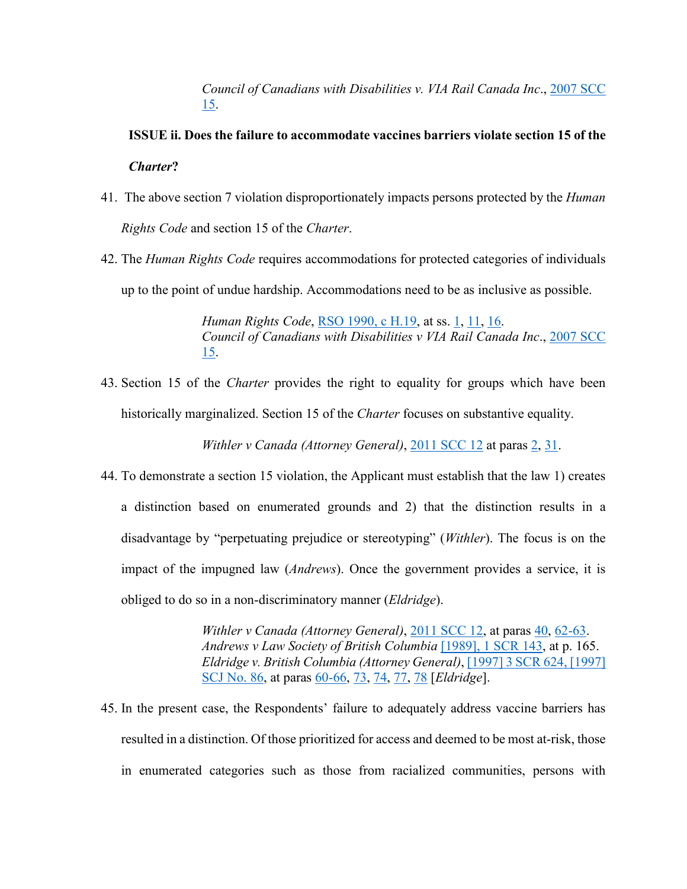*Council of Canadians with Disabilities v. VIA Rail Canada Inc*., 2007 SCC 15.

**ISSUE ii. Does the failure to accommodate vaccines barriers violate section 15 of the *Charter*?**

41. The above section 7 violation disproportionately impacts persons protected by the *Human Rights Code* and section 15 of the *Charter*.

42. The *Human Rights Code* requires accommodations for protected categories of individuals up to the point of undue hardship. Accommodations need to be as inclusive as possible.

    *Human Rights Code*, RSO 1990, c H.19, at ss. 1, 11, 16.
    *Council of Canadians with Disabilities v VIA Rail Canada Inc*., 2007 SCC 15.

43. Section 15 of the *Charter* provides the right to equality for groups which have been historically marginalized. Section 15 of the *Charter* focuses on substantive equality.

    *Withler v Canada (Attorney General)*, 2011 SCC 12 at paras 2, 31.

44. To demonstrate a section 15 violation, the Applicant must establish that the law 1) creates a distinction based on enumerated grounds and 2) that the distinction results in a disadvantage by "perpetuating prejudice or stereotyping" (*Withler*). The focus is on the impact of the impugned law (*Andrews*). Once the government provides a service, it is obliged to do so in a non-discriminatory manner (*Eldridge*).

    *Withler v Canada (Attorney General)*, 2011 SCC 12, at paras 40, 62-63.
    *Andrews v Law Society of British Columbia* [1989], 1 SCR 143, at p. 165.
    *Eldridge v. British Columbia (Attorney General)*, [1997] 3 SCR 624, [1997] SCJ No. 86, at paras 60-66, 73, 74, 77, 78 [*Eldridge*].

45. In the present case, the Respondents' failure to adequately address vaccine barriers has resulted in a distinction. Of those prioritized for access and deemed to be most at-risk, those in enumerated categories such as those from racialized communities, persons with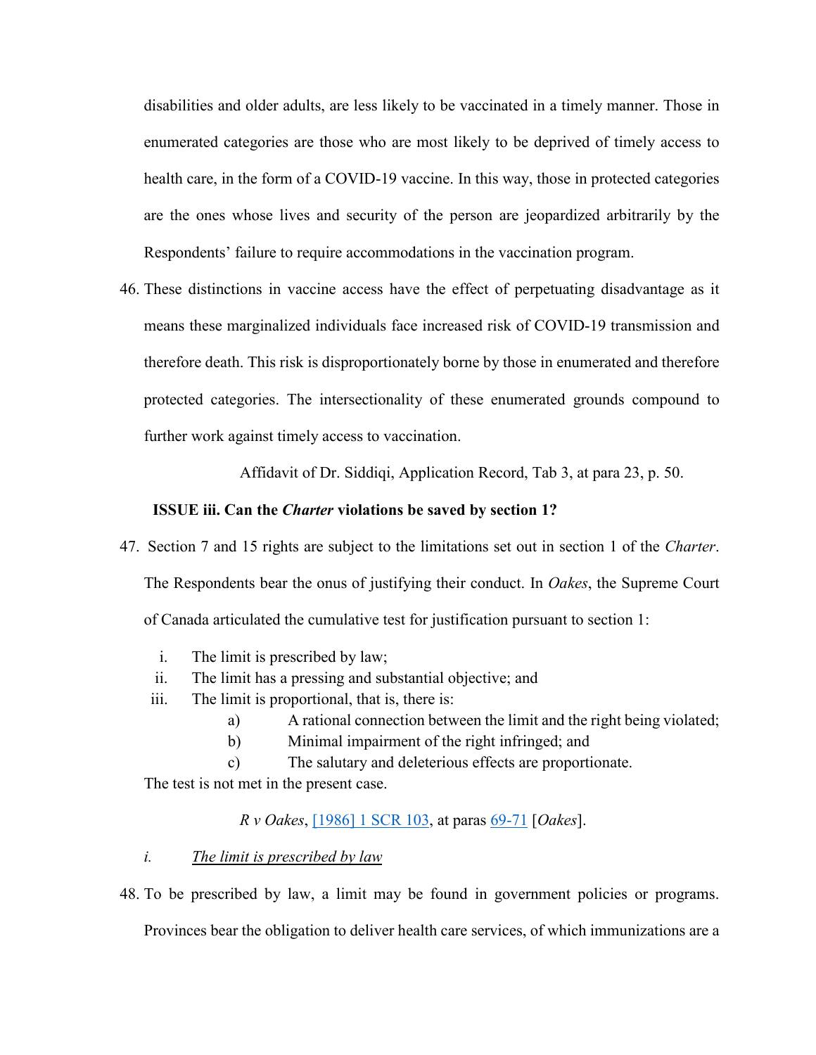disabilities and older adults, are less likely to be vaccinated in a timely manner. Those in enumerated categories are those who are most likely to be deprived of timely access to health care, in the form of a COVID-19 vaccine. In this way, those in protected categories are the ones whose lives and security of the person are jeopardized arbitrarily by the Respondents' failure to require accommodations in the vaccination program.

46. These distinctions in vaccine access have the effect of perpetuating disadvantage as it means these marginalized individuals face increased risk of COVID-19 transmission and therefore death. This risk is disproportionately borne by those in enumerated and therefore protected categories. The intersectionality of these enumerated grounds compound to further work against timely access to vaccination.

Affidavit of Dr. Siddiqi, Application Record, Tab 3, at para 23, p. 50.

**ISSUE iii. Can the *Charter* violations be saved by section 1?**

47. Section 7 and 15 rights are subject to the limitations set out in section 1 of the *Charter*. The Respondents bear the onus of justifying their conduct. In *Oakes*, the Supreme Court of Canada articulated the cumulative test for justification pursuant to section 1:

   i. The limit is prescribed by law;
   ii. The limit has a pressing and substantial objective; and
   iii. The limit is proportional, that is, there is:
      a) A rational connection between the limit and the right being violated;
      b) Minimal impairment of the right infringed; and
      c) The salutary and deleterious effects are proportionate.

   The test is not met in the present case.

*R v Oakes*, [1986] 1 SCR 103, at paras 69-71 [*Oakes*].

*i.* *The limit is prescribed by law*

48. To be prescribed by law, a limit may be found in government policies or programs. Provinces bear the obligation to deliver health care services, of which immunizations are a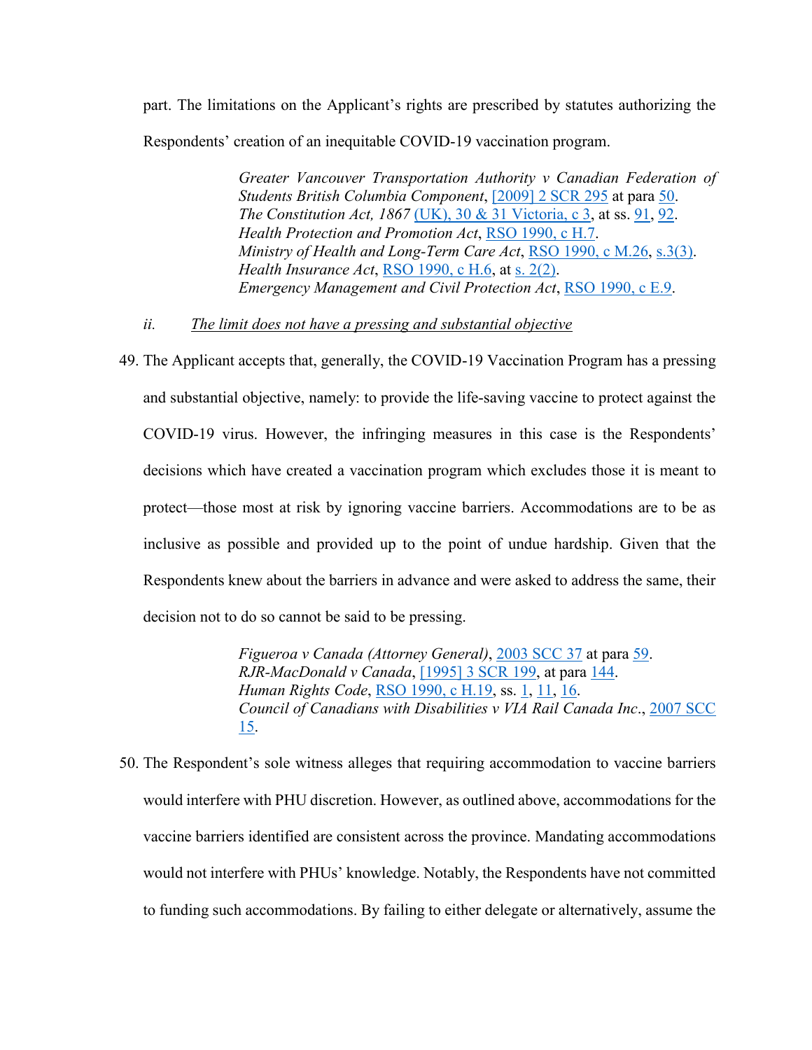part. The limitations on the Applicant's rights are prescribed by statutes authorizing the Respondents' creation of an inequitable COVID-19 vaccination program.

> *Greater Vancouver Transportation Authority v Canadian Federation of Students British Columbia Component*, [2009] 2 SCR 295 at para 50.
> *The Constitution Act, 1867* (UK), 30 & 31 Victoria, c 3, at ss. 91, 92.
> *Health Protection and Promotion Act*, RSO 1990, c H.7.
> *Ministry of Health and Long-Term Care Act*, RSO 1990, c M.26, s.3(3).
> *Health Insurance Act*, RSO 1990, c H.6, at s. 2(2).
> *Emergency Management and Civil Protection Act*, RSO 1990, c E.9.

*ii.* <u>*The limit does not have a pressing and substantial objective*</u>

49. The Applicant accepts that, generally, the COVID-19 Vaccination Program has a pressing and substantial objective, namely: to provide the life-saving vaccine to protect against the COVID-19 virus. However, the infringing measures in this case is the Respondents' decisions which have created a vaccination program which excludes those it is meant to protect—those most at risk by ignoring vaccine barriers. Accommodations are to be as inclusive as possible and provided up to the point of undue hardship. Given that the Respondents knew about the barriers in advance and were asked to address the same, their decision not to do so cannot be said to be pressing.

> *Figueroa v Canada (Attorney General)*, 2003 SCC 37 at para 59.
> *RJR-MacDonald v Canada*, [1995] 3 SCR 199, at para 144.
> *Human Rights Code*, RSO 1990, c H.19, ss. 1, 11, 16.
> *Council of Canadians with Disabilities v VIA Rail Canada Inc.*, 2007 SCC 15.

50. The Respondent's sole witness alleges that requiring accommodation to vaccine barriers would interfere with PHU discretion. However, as outlined above, accommodations for the vaccine barriers identified are consistent across the province. Mandating accommodations would not interfere with PHUs' knowledge. Notably, the Respondents have not committed to funding such accommodations. By failing to either delegate or alternatively, assume the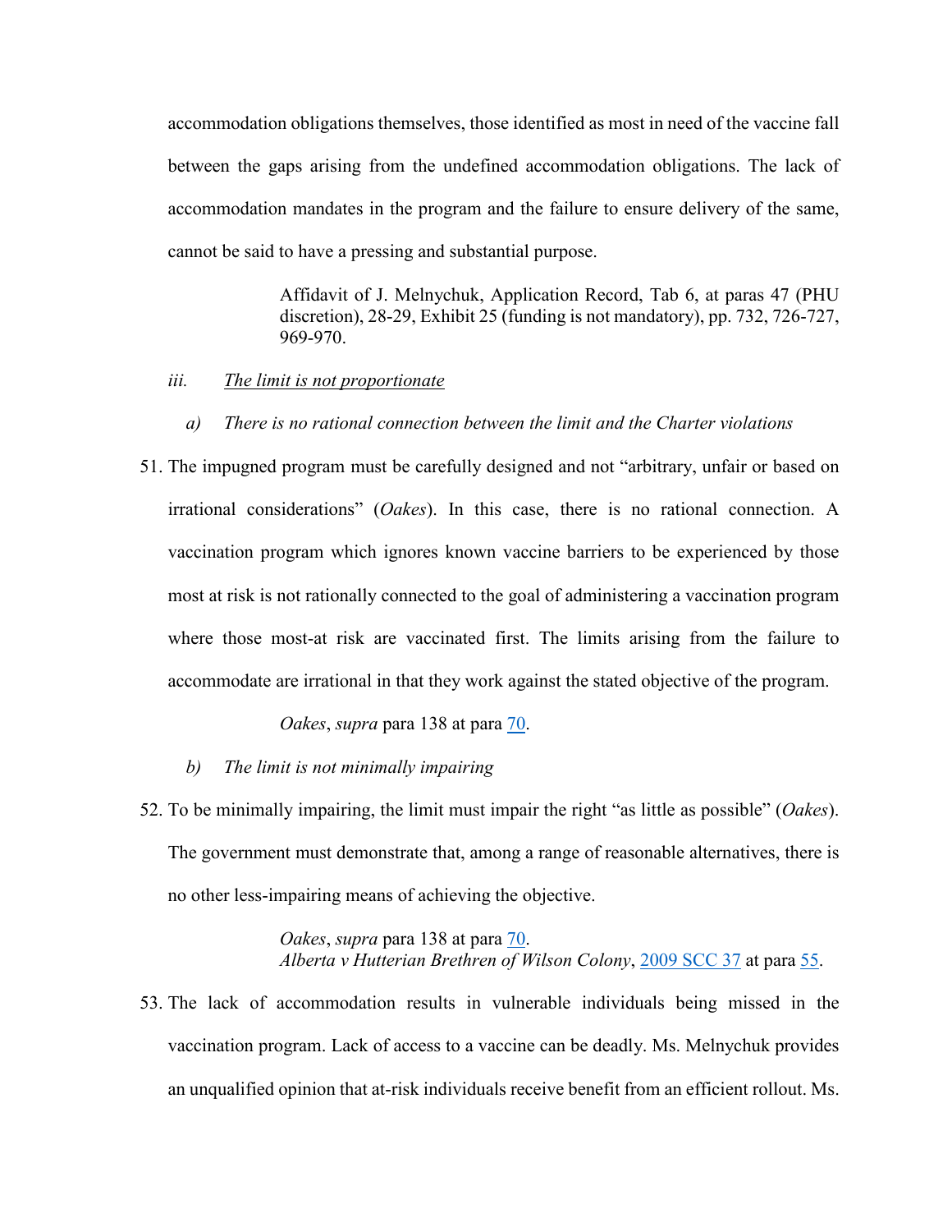accommodation obligations themselves, those identified as most in need of the vaccine fall between the gaps arising from the undefined accommodation obligations. The lack of accommodation mandates in the program and the failure to ensure delivery of the same, cannot be said to have a pressing and substantial purpose.

> Affidavit of J. Melnychuk, Application Record, Tab 6, at paras 47 (PHU discretion), 28-29, Exhibit 25 (funding is not mandatory), pp. 732, 726-727, 969-970.

*iii.* <u>*The limit is not proportionate*</u>

*a) There is no rational connection between the limit and the Charter violations*

51. The impugned program must be carefully designed and not "arbitrary, unfair or based on irrational considerations" (*Oakes*). In this case, there is no rational connection. A vaccination program which ignores known vaccine barriers to be experienced by those most at risk is not rationally connected to the goal of administering a vaccination program where those most-at risk are vaccinated first. The limits arising from the failure to accommodate are irrational in that they work against the stated objective of the program.

> *Oakes*, *supra* para 138 at para 70.

*b) The limit is not minimally impairing*

52. To be minimally impairing, the limit must impair the right "as little as possible" (*Oakes*). The government must demonstrate that, among a range of reasonable alternatives, there is no other less-impairing means of achieving the objective.

> *Oakes*, *supra* para 138 at para 70.
> *Alberta v Hutterian Brethren of Wilson Colony*, 2009 SCC 37 at para 55.

53. The lack of accommodation results in vulnerable individuals being missed in the vaccination program. Lack of access to a vaccine can be deadly. Ms. Melnychuk provides an unqualified opinion that at-risk individuals receive benefit from an efficient rollout. Ms.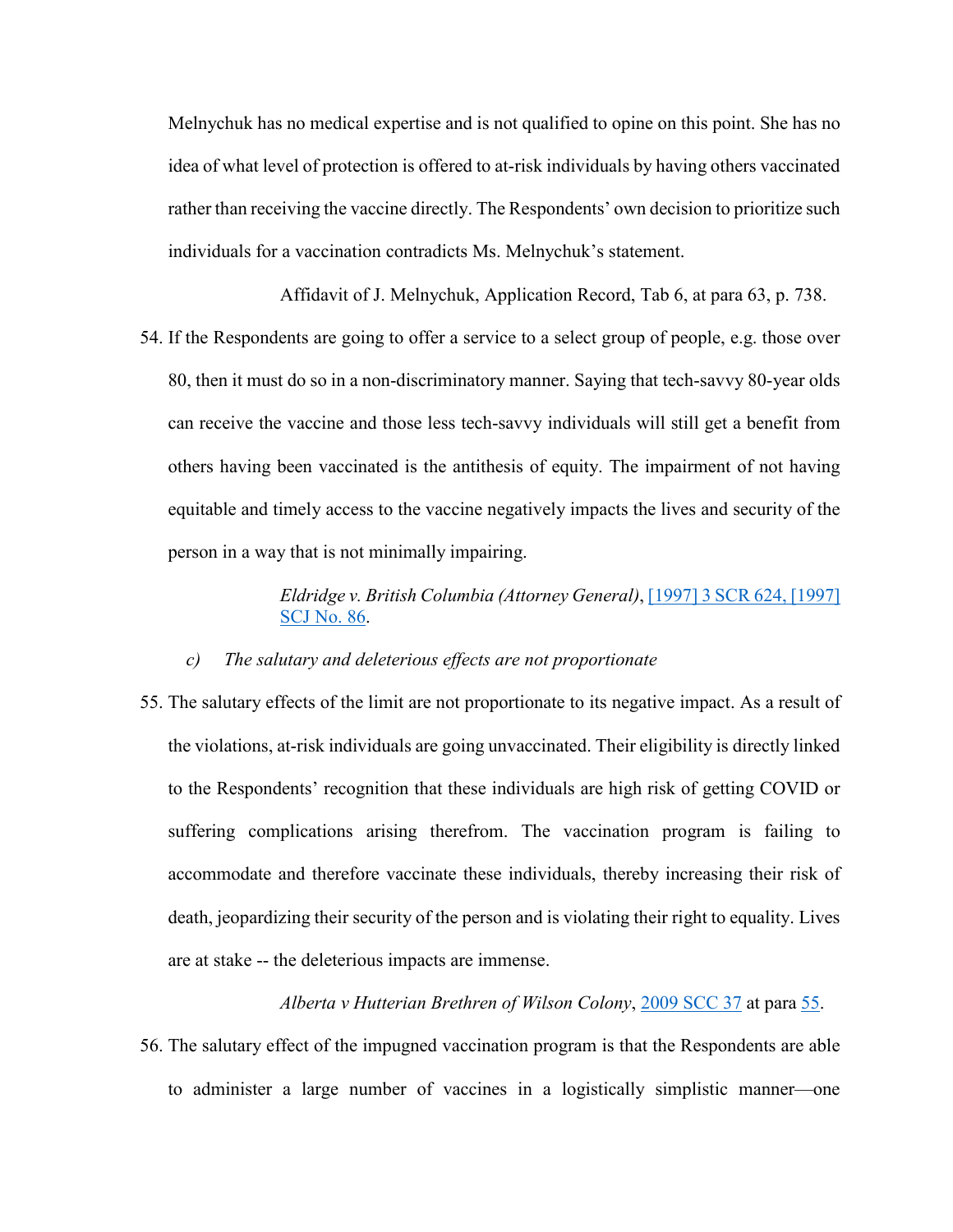Melnychuk has no medical expertise and is not qualified to opine on this point. She has no idea of what level of protection is offered to at-risk individuals by having others vaccinated rather than receiving the vaccine directly. The Respondents' own decision to prioritize such individuals for a vaccination contradicts Ms. Melnychuk's statement.

> Affidavit of J. Melnychuk, Application Record, Tab 6, at para 63, p. 738.

54. If the Respondents are going to offer a service to a select group of people, e.g. those over 80, then it must do so in a non-discriminatory manner. Saying that tech-savvy 80-year olds can receive the vaccine and those less tech-savvy individuals will still get a benefit from others having been vaccinated is the antithesis of equity. The impairment of not having equitable and timely access to the vaccine negatively impacts the lives and security of the person in a way that is not minimally impairing.

> *Eldridge v. British Columbia (Attorney General)*, [1997] 3 SCR 624, [1997] SCJ No. 86.

*c) The salutary and deleterious effects are not proportionate*

55. The salutary effects of the limit are not proportionate to its negative impact. As a result of the violations, at-risk individuals are going unvaccinated. Their eligibility is directly linked to the Respondents' recognition that these individuals are high risk of getting COVID or suffering complications arising therefrom. The vaccination program is failing to accommodate and therefore vaccinate these individuals, thereby increasing their risk of death, jeopardizing their security of the person and is violating their right to equality. Lives are at stake -- the deleterious impacts are immense.

> *Alberta v Hutterian Brethren of Wilson Colony*, 2009 SCC 37 at para 55.

56. The salutary effect of the impugned vaccination program is that the Respondents are able to administer a large number of vaccines in a logistically simplistic manner—one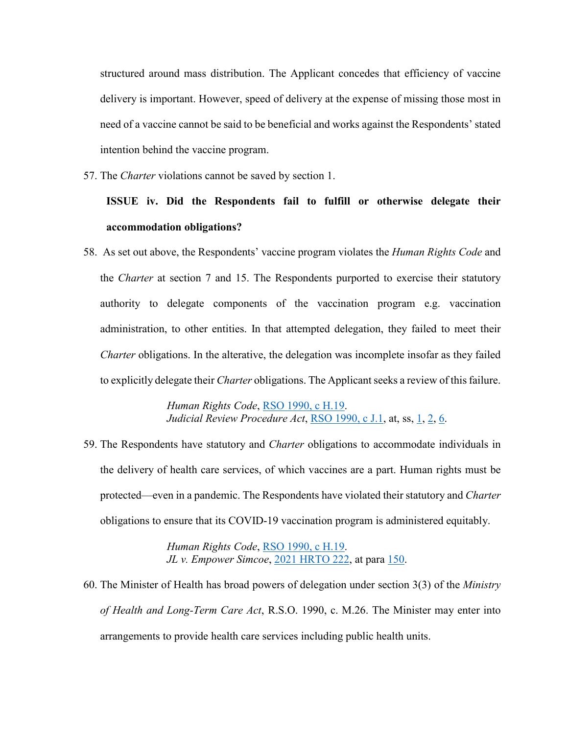structured around mass distribution. The Applicant concedes that efficiency of vaccine delivery is important. However, speed of delivery at the expense of missing those most in need of a vaccine cannot be said to be beneficial and works against the Respondents' stated intention behind the vaccine program.

57. The *Charter* violations cannot be saved by section 1.

**ISSUE iv. Did the Respondents fail to fulfill or otherwise delegate their accommodation obligations?**

58. As set out above, the Respondents' vaccine program violates the *Human Rights Code* and the *Charter* at section 7 and 15. The Respondents purported to exercise their statutory authority to delegate components of the vaccination program e.g. vaccination administration, to other entities. In that attempted delegation, they failed to meet their *Charter* obligations. In the alterative, the delegation was incomplete insofar as they failed to explicitly delegate their *Charter* obligations. The Applicant seeks a review of this failure.

> *Human Rights Code*, RSO 1990, c H.19.
> *Judicial Review Procedure Act*, RSO 1990, c J.1, at, ss, 1, 2, 6.

59. The Respondents have statutory and *Charter* obligations to accommodate individuals in the delivery of health care services, of which vaccines are a part. Human rights must be protected—even in a pandemic. The Respondents have violated their statutory and *Charter* obligations to ensure that its COVID-19 vaccination program is administered equitably.

> *Human Rights Code*, RSO 1990, c H.19.
> *JL v. Empower Simcoe*, 2021 HRTO 222, at para 150.

60. The Minister of Health has broad powers of delegation under section 3(3) of the *Ministry of Health and Long-Term Care Act*, R.S.O. 1990, c. M.26. The Minister may enter into arrangements to provide health care services including public health units.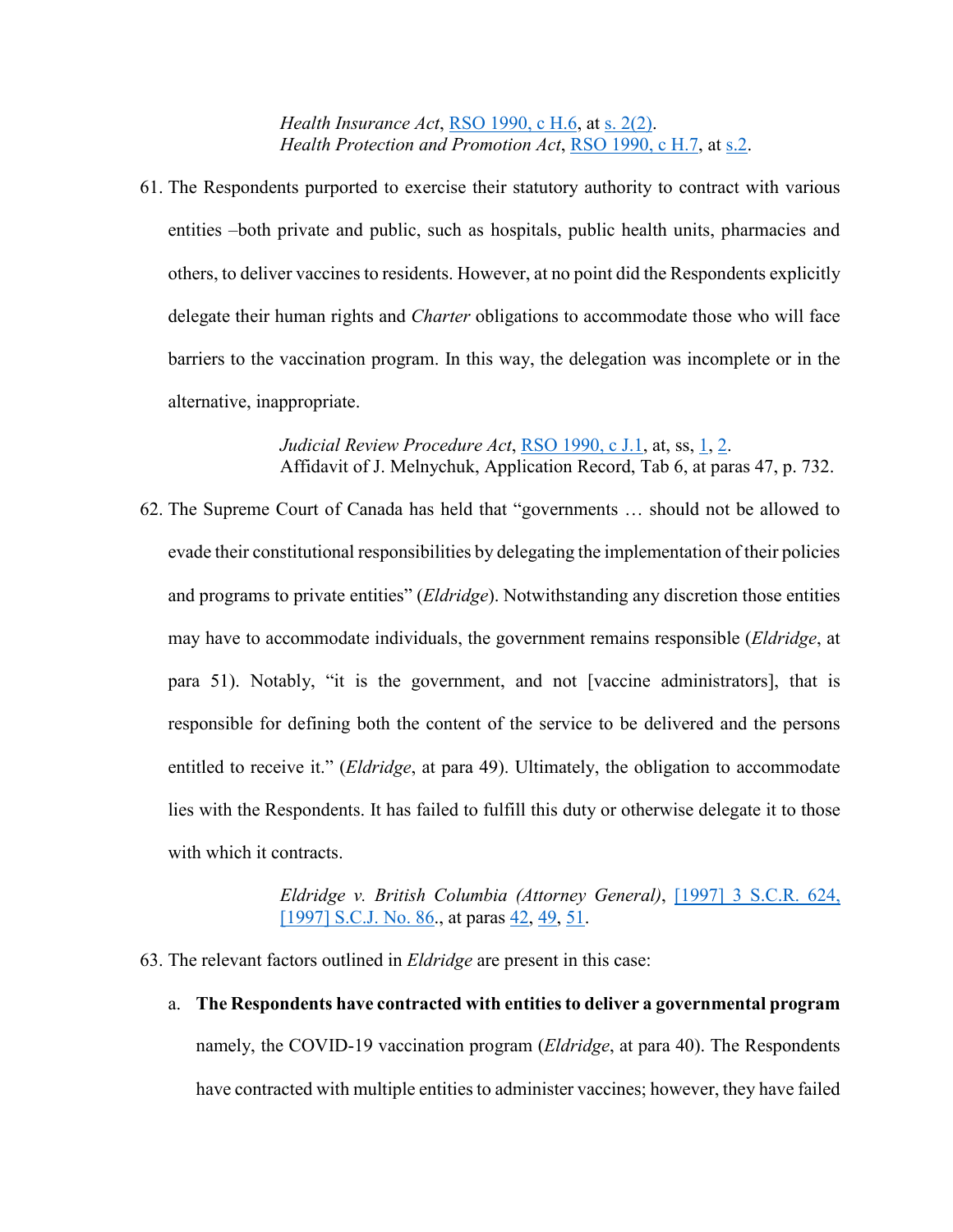*Health Insurance Act*, RSO 1990, c H.6, at s. 2(2).
*Health Protection and Promotion Act*, RSO 1990, c H.7, at s.2.

61. The Respondents purported to exercise their statutory authority to contract with various entities –both private and public, such as hospitals, public health units, pharmacies and others, to deliver vaccines to residents. However, at no point did the Respondents explicitly delegate their human rights and *Charter* obligations to accommodate those who will face barriers to the vaccination program. In this way, the delegation was incomplete or in the alternative, inappropriate.

    *Judicial Review Procedure Act*, RSO 1990, c J.1, at, ss, 1, 2.
    Affidavit of J. Melnychuk, Application Record, Tab 6, at paras 47, p. 732.

62. The Supreme Court of Canada has held that "governments … should not be allowed to evade their constitutional responsibilities by delegating the implementation of their policies and programs to private entities" (*Eldridge*). Notwithstanding any discretion those entities may have to accommodate individuals, the government remains responsible (*Eldridge*, at para 51). Notably, "it is the government, and not [vaccine administrators], that is responsible for defining both the content of the service to be delivered and the persons entitled to receive it." (*Eldridge*, at para 49). Ultimately, the obligation to accommodate lies with the Respondents. It has failed to fulfill this duty or otherwise delegate it to those with which it contracts.

    *Eldridge v. British Columbia (Attorney General)*, [1997] 3 S.C.R. 624, [1997] S.C.J. No. 86., at paras 42, 49, 51.

63. The relevant factors outlined in *Eldridge* are present in this case:

    a. **The Respondents have contracted with entities to deliver a governmental program** namely, the COVID-19 vaccination program (*Eldridge*, at para 40). The Respondents have contracted with multiple entities to administer vaccines; however, they have failed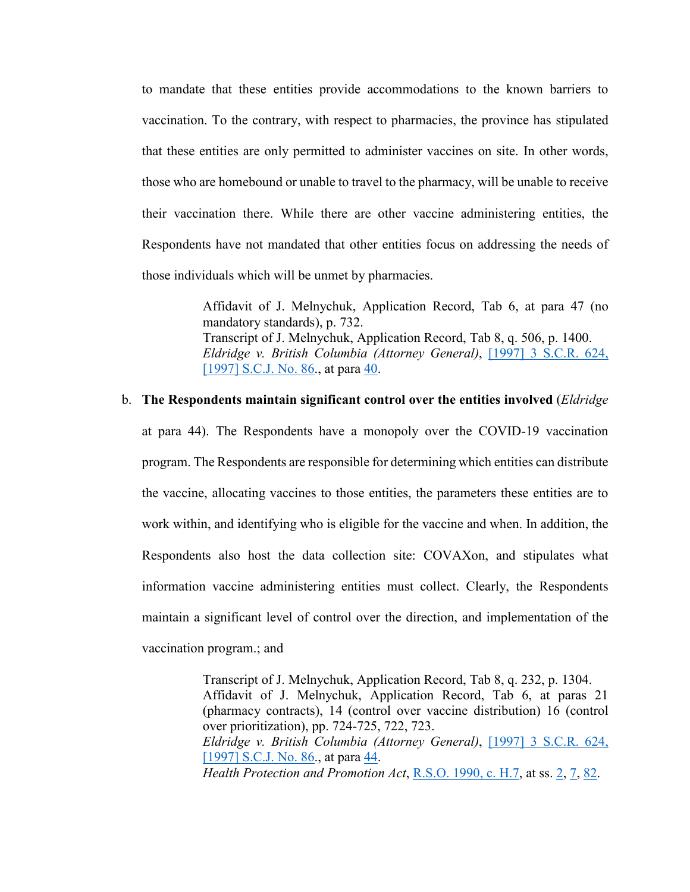to mandate that these entities provide accommodations to the known barriers to vaccination. To the contrary, with respect to pharmacies, the province has stipulated that these entities are only permitted to administer vaccines on site. In other words, those who are homebound or unable to travel to the pharmacy, will be unable to receive their vaccination there. While there are other vaccine administering entities, the Respondents have not mandated that other entities focus on addressing the needs of those individuals which will be unmet by pharmacies.

> Affidavit of J. Melnychuk, Application Record, Tab 6, at para 47 (no mandatory standards), p. 732.
> Transcript of J. Melnychuk, Application Record, Tab 8, q. 506, p. 1400.
> *Eldridge v. British Columbia (Attorney General)*, [1997] 3 S.C.R. 624, [1997] S.C.J. No. 86., at para 40.

b. **The Respondents maintain significant control over the entities involved** (*Eldridge* at para 44). The Respondents have a monopoly over the COVID-19 vaccination program. The Respondents are responsible for determining which entities can distribute the vaccine, allocating vaccines to those entities, the parameters these entities are to work within, and identifying who is eligible for the vaccine and when. In addition, the Respondents also host the data collection site: COVAXon, and stipulates what information vaccine administering entities must collect. Clearly, the Respondents maintain a significant level of control over the direction, and implementation of the vaccination program.; and

> Transcript of J. Melnychuk, Application Record, Tab 8, q. 232, p. 1304.
> Affidavit of J. Melnychuk, Application Record, Tab 6, at paras 21 (pharmacy contracts), 14 (control over vaccine distribution) 16 (control over prioritization), pp. 724-725, 722, 723.
> *Eldridge v. British Columbia (Attorney General)*, [1997] 3 S.C.R. 624, [1997] S.C.J. No. 86., at para 44.
> *Health Protection and Promotion Act*, R.S.O. 1990, c. H.7, at ss. 2, 7, 82.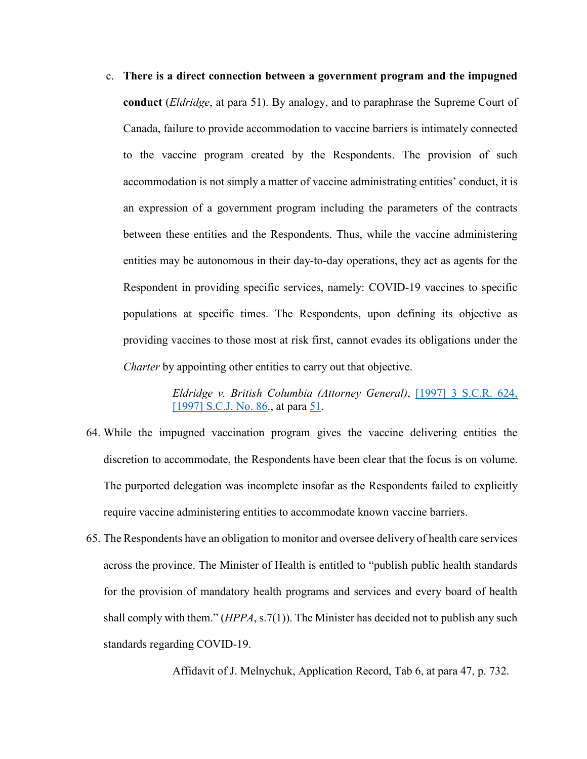c. **There is a direct connection between a government program and the impugned conduct** (*Eldridge*, at para 51). By analogy, and to paraphrase the Supreme Court of Canada, failure to provide accommodation to vaccine barriers is intimately connected to the vaccine program created by the Respondents. The provision of such accommodation is not simply a matter of vaccine administrating entities' conduct, it is an expression of a government program including the parameters of the contracts between these entities and the Respondents. Thus, while the vaccine administering entities may be autonomous in their day-to-day operations, they act as agents for the Respondent in providing specific services, namely: COVID-19 vaccines to specific populations at specific times. The Respondents, upon defining its objective as providing vaccines to those most at risk first, cannot evades its obligations under the *Charter* by appointing other entities to carry out that objective.

> *Eldridge v. British Columbia (Attorney General)*, [1997] 3 S.C.R. 624, [1997] S.C.J. No. 86., at para 51.

64. While the impugned vaccination program gives the vaccine delivering entities the discretion to accommodate, the Respondents have been clear that the focus is on volume. The purported delegation was incomplete insofar as the Respondents failed to explicitly require vaccine administering entities to accommodate known vaccine barriers.

65. The Respondents have an obligation to monitor and oversee delivery of health care services across the province. The Minister of Health is entitled to "publish public health standards for the provision of mandatory health programs and services and every board of health shall comply with them." (*HPPA*, s.7(1)). The Minister has decided not to publish any such standards regarding COVID-19.

> Affidavit of J. Melnychuk, Application Record, Tab 6, at para 47, p. 732.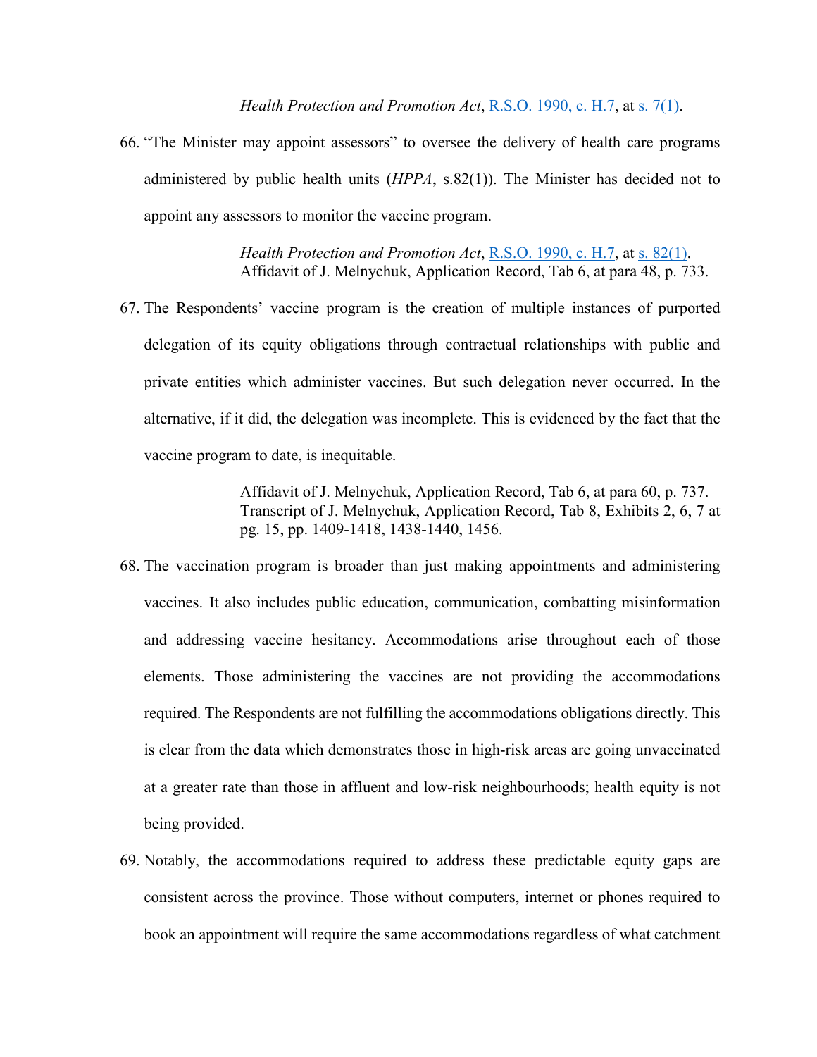*Health Protection and Promotion Act*, R.S.O. 1990, c. H.7, at s. 7(1).

66. "The Minister may appoint assessors" to oversee the delivery of health care programs administered by public health units (*HPPA*, s.82(1)). The Minister has decided not to appoint any assessors to monitor the vaccine program.

> *Health Protection and Promotion Act*, R.S.O. 1990, c. H.7, at s. 82(1).
> Affidavit of J. Melnychuk, Application Record, Tab 6, at para 48, p. 733.

67. The Respondents' vaccine program is the creation of multiple instances of purported delegation of its equity obligations through contractual relationships with public and private entities which administer vaccines. But such delegation never occurred. In the alternative, if it did, the delegation was incomplete. This is evidenced by the fact that the vaccine program to date, is inequitable.

> Affidavit of J. Melnychuk, Application Record, Tab 6, at para 60, p. 737.
> Transcript of J. Melnychuk, Application Record, Tab 8, Exhibits 2, 6, 7 at pg. 15, pp. 1409-1418, 1438-1440, 1456.

68. The vaccination program is broader than just making appointments and administering vaccines. It also includes public education, communication, combatting misinformation and addressing vaccine hesitancy. Accommodations arise throughout each of those elements. Those administering the vaccines are not providing the accommodations required. The Respondents are not fulfilling the accommodations obligations directly. This is clear from the data which demonstrates those in high-risk areas are going unvaccinated at a greater rate than those in affluent and low-risk neighbourhoods; health equity is not being provided.

69. Notably, the accommodations required to address these predictable equity gaps are consistent across the province. Those without computers, internet or phones required to book an appointment will require the same accommodations regardless of what catchment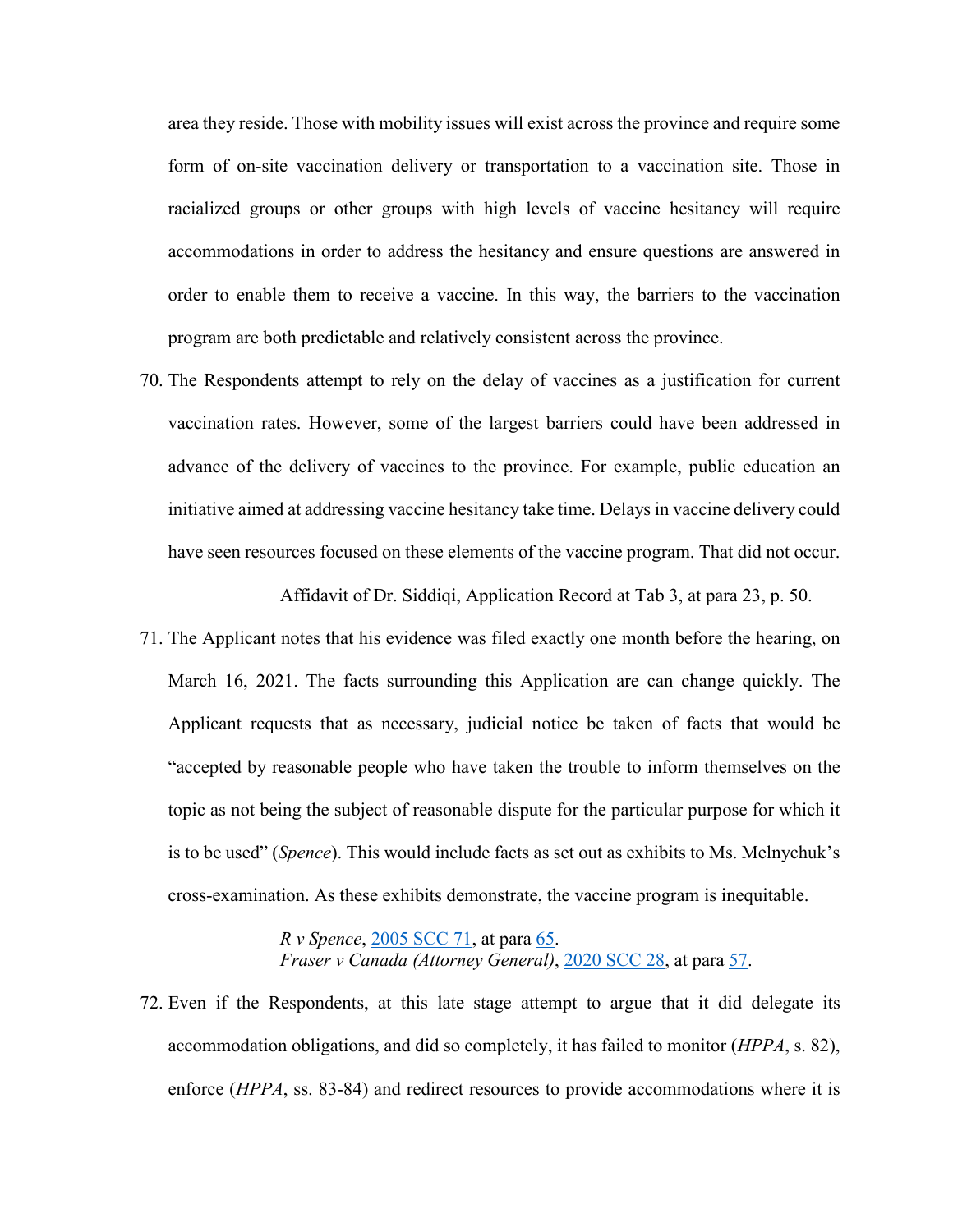area they reside. Those with mobility issues will exist across the province and require some form of on-site vaccination delivery or transportation to a vaccination site. Those in racialized groups or other groups with high levels of vaccine hesitancy will require accommodations in order to address the hesitancy and ensure questions are answered in order to enable them to receive a vaccine. In this way, the barriers to the vaccination program are both predictable and relatively consistent across the province.

70. The Respondents attempt to rely on the delay of vaccines as a justification for current vaccination rates. However, some of the largest barriers could have been addressed in advance of the delivery of vaccines to the province. For example, public education an initiative aimed at addressing vaccine hesitancy take time. Delays in vaccine delivery could have seen resources focused on these elements of the vaccine program. That did not occur.

   Affidavit of Dr. Siddiqi, Application Record at Tab 3, at para 23, p. 50.

71. The Applicant notes that his evidence was filed exactly one month before the hearing, on March 16, 2021. The facts surrounding this Application are can change quickly. The Applicant requests that as necessary, judicial notice be taken of facts that would be "accepted by reasonable people who have taken the trouble to inform themselves on the topic as not being the subject of reasonable dispute for the particular purpose for which it is to be used" (*Spence*). This would include facts as set out as exhibits to Ms. Melnychuk's cross-examination. As these exhibits demonstrate, the vaccine program is inequitable.

   *R v Spence*, [2005 SCC 71](), at para [65]().
   *Fraser v Canada (Attorney General)*, [2020 SCC 28](), at para [57]().

72. Even if the Respondents, at this late stage attempt to argue that it did delegate its accommodation obligations, and did so completely, it has failed to monitor (*HPPA*, s. 82), enforce (*HPPA*, ss. 83-84) and redirect resources to provide accommodations where it is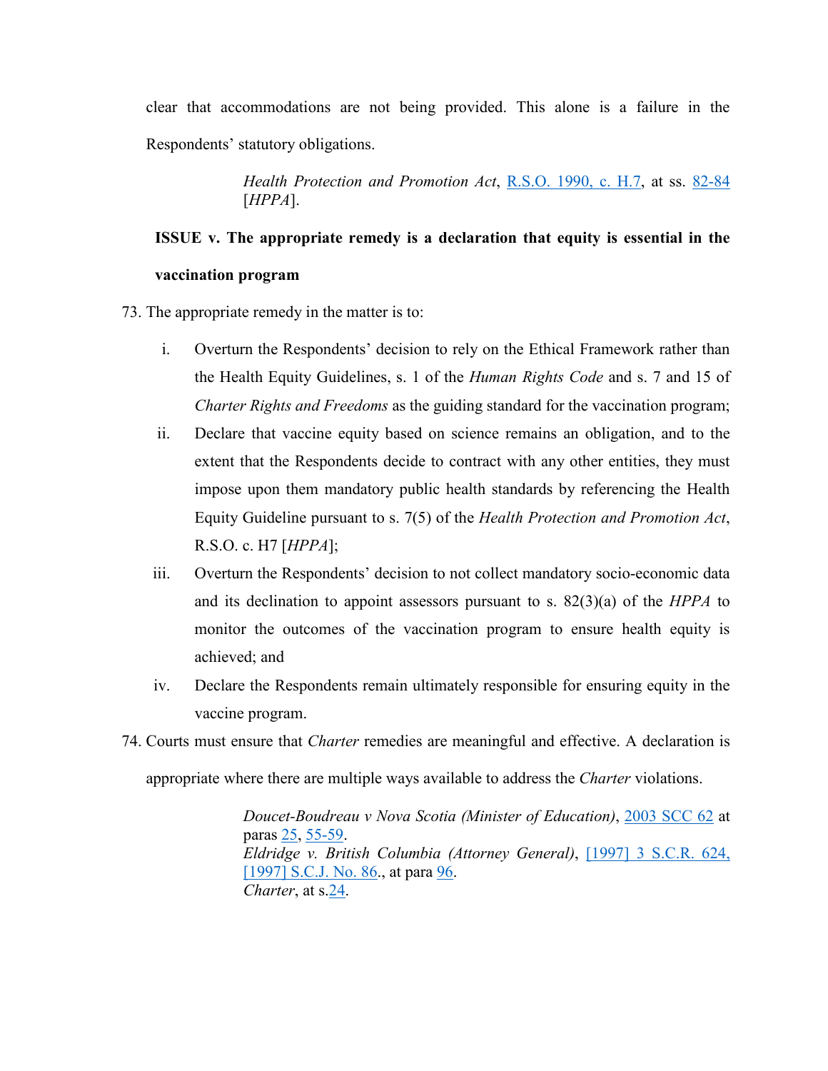clear that accommodations are not being provided. This alone is a failure in the Respondents' statutory obligations.

> *Health Protection and Promotion Act*, R.S.O. 1990, c. H.7, at ss. 82-84 [*HPPA*].

**ISSUE v. The appropriate remedy is a declaration that equity is essential in the vaccination program**

73. The appropriate remedy in the matter is to:

    i. Overturn the Respondents' decision to rely on the Ethical Framework rather than the Health Equity Guidelines, s. 1 of the *Human Rights Code* and s. 7 and 15 of *Charter Rights and Freedoms* as the guiding standard for the vaccination program;

    ii. Declare that vaccine equity based on science remains an obligation, and to the extent that the Respondents decide to contract with any other entities, they must impose upon them mandatory public health standards by referencing the Health Equity Guideline pursuant to s. 7(5) of the *Health Protection and Promotion Act*, R.S.O. c. H7 [*HPPA*];

    iii. Overturn the Respondents' decision to not collect mandatory socio-economic data and its declination to appoint assessors pursuant to s. 82(3)(a) of the *HPPA* to monitor the outcomes of the vaccination program to ensure health equity is achieved; and

    iv. Declare the Respondents remain ultimately responsible for ensuring equity in the vaccine program.

74. Courts must ensure that *Charter* remedies are meaningful and effective. A declaration is appropriate where there are multiple ways available to address the *Charter* violations.

> *Doucet-Boudreau v Nova Scotia (Minister of Education)*, 2003 SCC 62 at paras 25, 55-59.
> *Eldridge v. British Columbia (Attorney General)*, [1997] 3 S.C.R. 624, [1997] S.C.J. No. 86., at para 96.
> *Charter*, at s.24.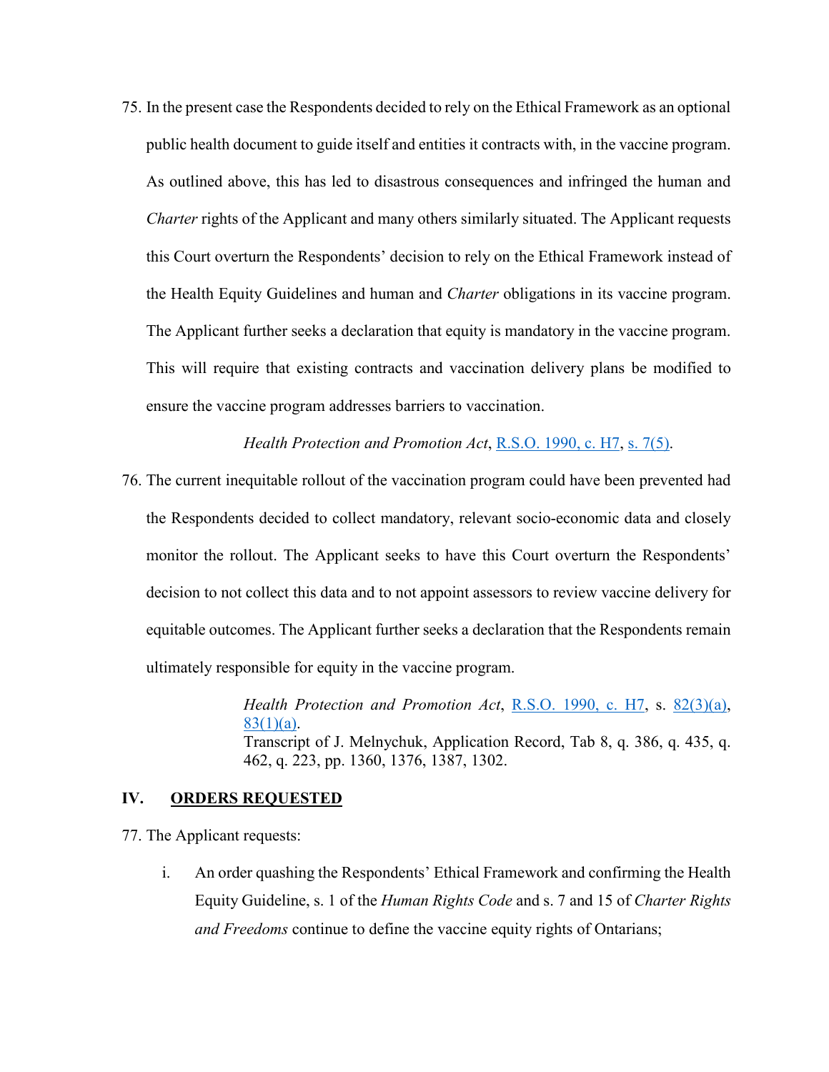75. In the present case the Respondents decided to rely on the Ethical Framework as an optional public health document to guide itself and entities it contracts with, in the vaccine program. As outlined above, this has led to disastrous consequences and infringed the human and *Charter* rights of the Applicant and many others similarly situated. The Applicant requests this Court overturn the Respondents' decision to rely on the Ethical Framework instead of the Health Equity Guidelines and human and *Charter* obligations in its vaccine program. The Applicant further seeks a declaration that equity is mandatory in the vaccine program. This will require that existing contracts and vaccination delivery plans be modified to ensure the vaccine program addresses barriers to vaccination.

> *Health Protection and Promotion Act*, R.S.O. 1990, c. H7, s. 7(5).

76. The current inequitable rollout of the vaccination program could have been prevented had the Respondents decided to collect mandatory, relevant socio-economic data and closely monitor the rollout. The Applicant seeks to have this Court overturn the Respondents' decision to not collect this data and to not appoint assessors to review vaccine delivery for equitable outcomes. The Applicant further seeks a declaration that the Respondents remain ultimately responsible for equity in the vaccine program.

> *Health Protection and Promotion Act*, R.S.O. 1990, c. H7, s. 82(3)(a), 83(1)(a).
> Transcript of J. Melnychuk, Application Record, Tab 8, q. 386, q. 435, q. 462, q. 223, pp. 1360, 1376, 1387, 1302.

## IV. ORDERS REQUESTED

77. The Applicant requests:

    i. An order quashing the Respondents' Ethical Framework and confirming the Health Equity Guideline, s. 1 of the *Human Rights Code* and s. 7 and 15 of *Charter Rights and Freedoms* continue to define the vaccine equity rights of Ontarians;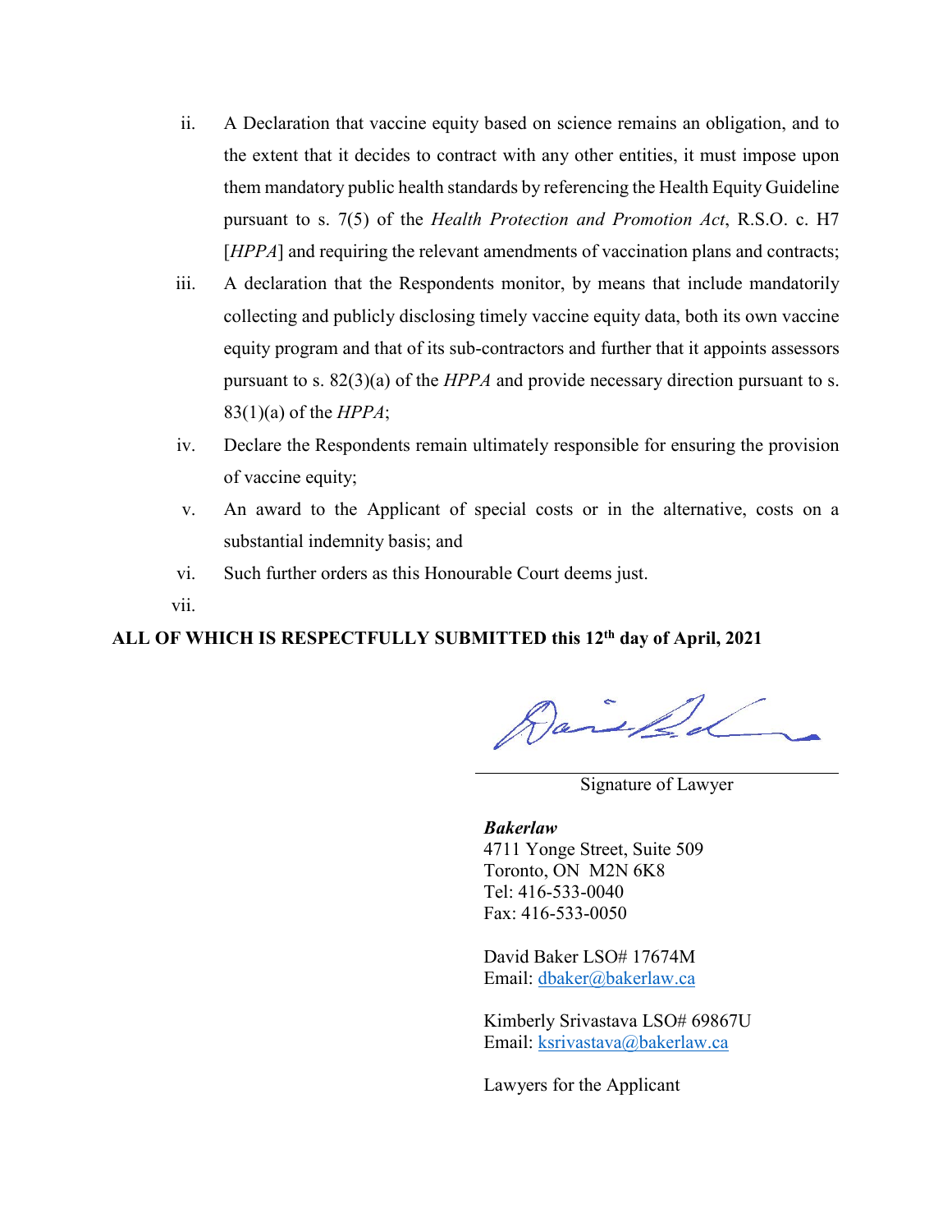ii. A Declaration that vaccine equity based on science remains an obligation, and to the extent that it decides to contract with any other entities, it must impose upon them mandatory public health standards by referencing the Health Equity Guideline pursuant to s. 7(5) of the *Health Protection and Promotion Act*, R.S.O. c. H7 [*HPPA*] and requiring the relevant amendments of vaccination plans and contracts;

iii. A declaration that the Respondents monitor, by means that include mandatorily collecting and publicly disclosing timely vaccine equity data, both its own vaccine equity program and that of its sub-contractors and further that it appoints assessors pursuant to s. 82(3)(a) of the *HPPA* and provide necessary direction pursuant to s. 83(1)(a) of the *HPPA*;

iv. Declare the Respondents remain ultimately responsible for ensuring the provision of vaccine equity;

v. An award to the Applicant of special costs or in the alternative, costs on a substantial indemnity basis; and

vi. Such further orders as this Honourable Court deems just.

vii.

**ALL OF WHICH IS RESPECTFULLY SUBMITTED this 12th day of April, 2021**

Signature of Lawyer

***Bakerlaw***
4711 Yonge Street, Suite 509
Toronto, ON M2N 6K8
Tel: 416-533-0040
Fax: 416-533-0050

David Baker LSO# 17674M
Email: dbaker@bakerlaw.ca

Kimberly Srivastava LSO# 69867U
Email: ksrivastava@bakerlaw.ca

Lawyers for the Applicant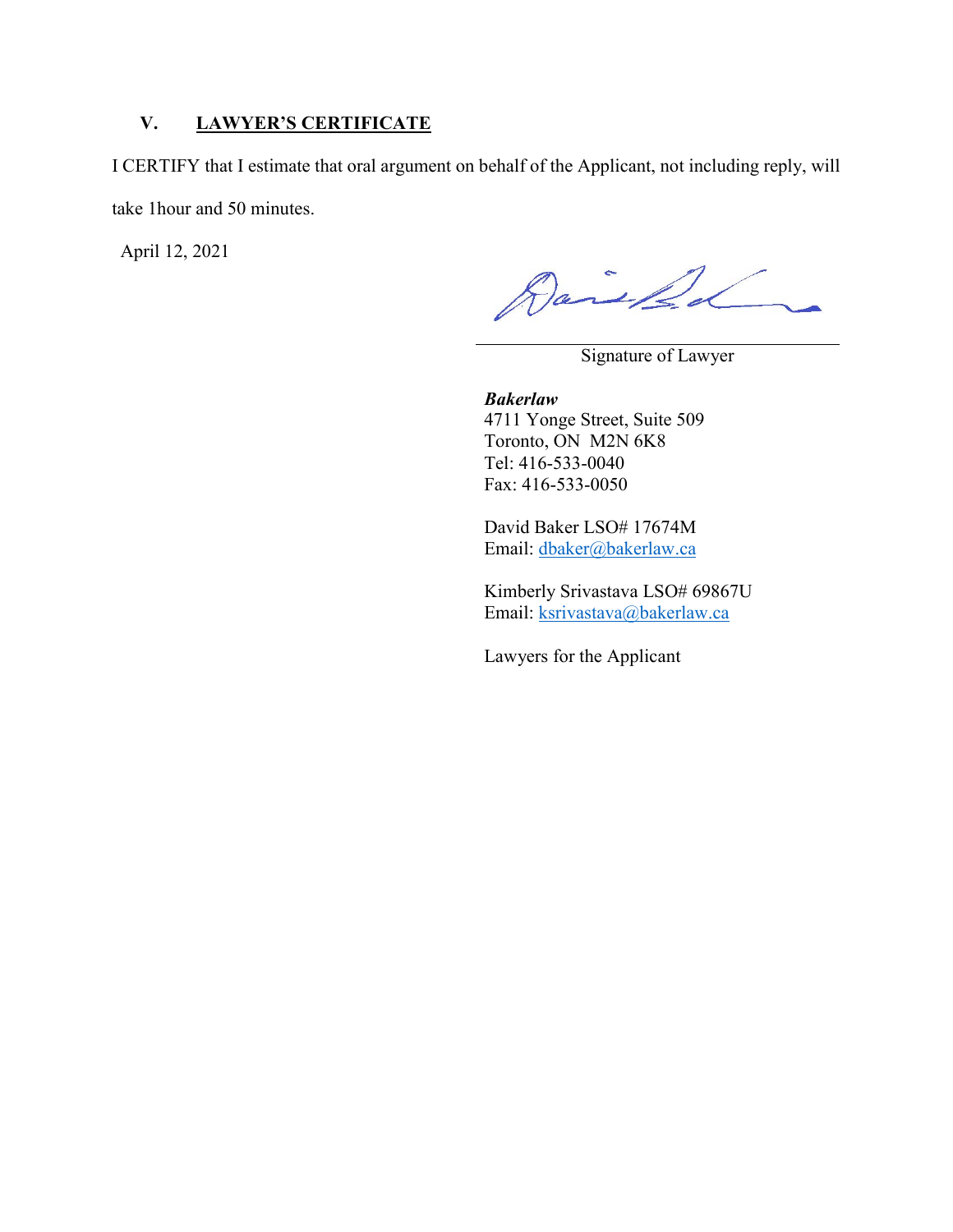## V. LAWYER'S CERTIFICATE

I CERTIFY that I estimate that oral argument on behalf of the Applicant, not including reply, will take 1hour and 50 minutes.

April 12, 2021

Signature of Lawyer

***Bakerlaw***
4711 Yonge Street, Suite 509
Toronto, ON M2N 6K8
Tel: 416-533-0040
Fax: 416-533-0050

David Baker LSO# 17674M
Email: dbaker@bakerlaw.ca

Kimberly Srivastava LSO# 69867U
Email: ksrivastava@bakerlaw.ca

Lawyers for the Applicant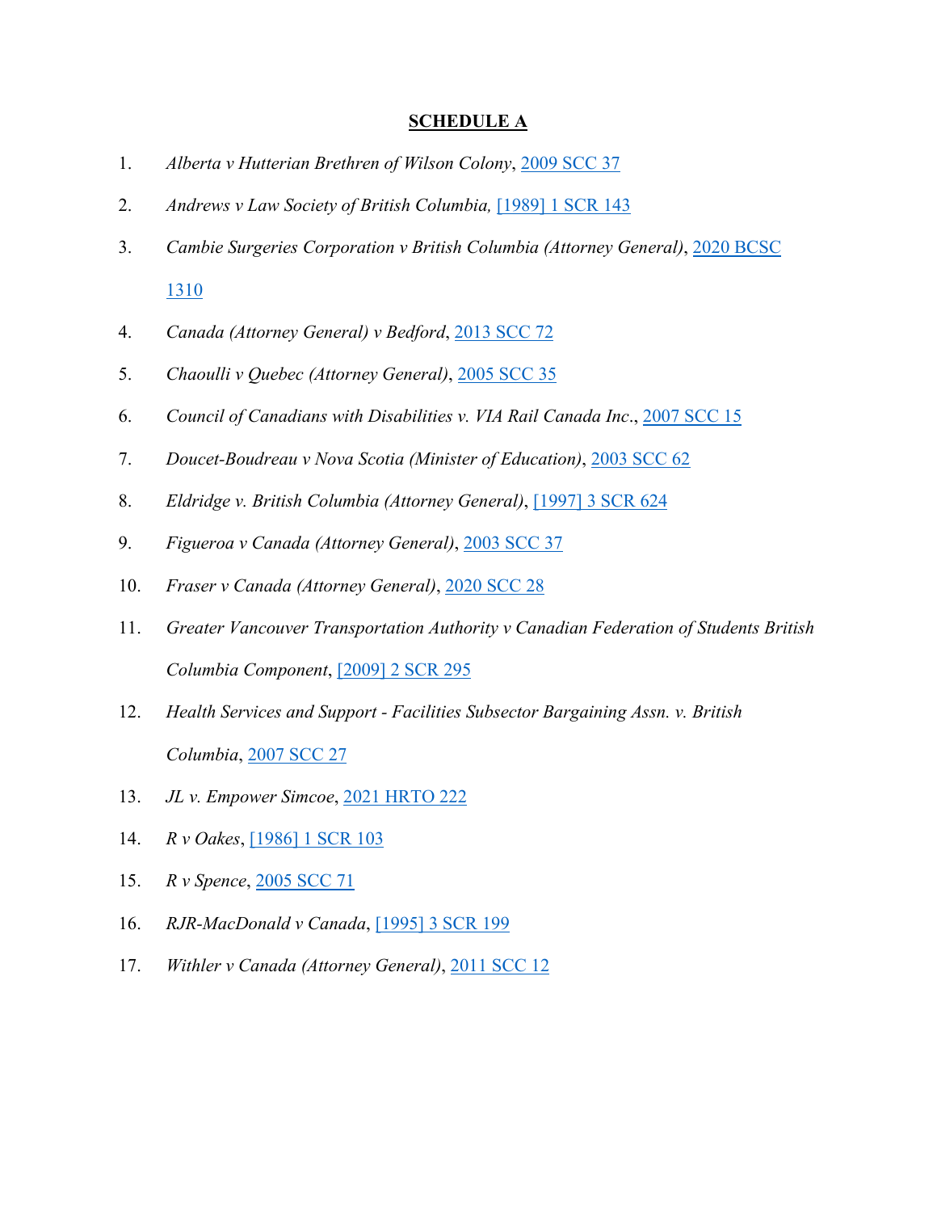**SCHEDULE A**

1. *Alberta v Hutterian Brethren of Wilson Colony*, 2009 SCC 37
2. *Andrews v Law Society of British Columbia,* [1989] 1 SCR 143
3. *Cambie Surgeries Corporation v British Columbia (Attorney General)*, 2020 BCSC 1310
4. *Canada (Attorney General) v Bedford*, 2013 SCC 72
5. *Chaoulli v Quebec (Attorney General)*, 2005 SCC 35
6. *Council of Canadians with Disabilities v. VIA Rail Canada Inc*., 2007 SCC 15
7. *Doucet-Boudreau v Nova Scotia (Minister of Education)*, 2003 SCC 62
8. *Eldridge v. British Columbia (Attorney General)*, [1997] 3 SCR 624
9. *Figueroa v Canada (Attorney General)*, 2003 SCC 37
10. *Fraser v Canada (Attorney General)*, 2020 SCC 28
11. *Greater Vancouver Transportation Authority v Canadian Federation of Students British Columbia Component*, [2009] 2 SCR 295
12. *Health Services and Support - Facilities Subsector Bargaining Assn. v. British Columbia*, 2007 SCC 27
13. *JL v. Empower Simcoe*, 2021 HRTO 222
14. *R v Oakes*, [1986] 1 SCR 103
15. *R v Spence*, 2005 SCC 71
16. *RJR-MacDonald v Canada*, [1995] 3 SCR 199
17. *Withler v Canada (Attorney General)*, 2011 SCC 12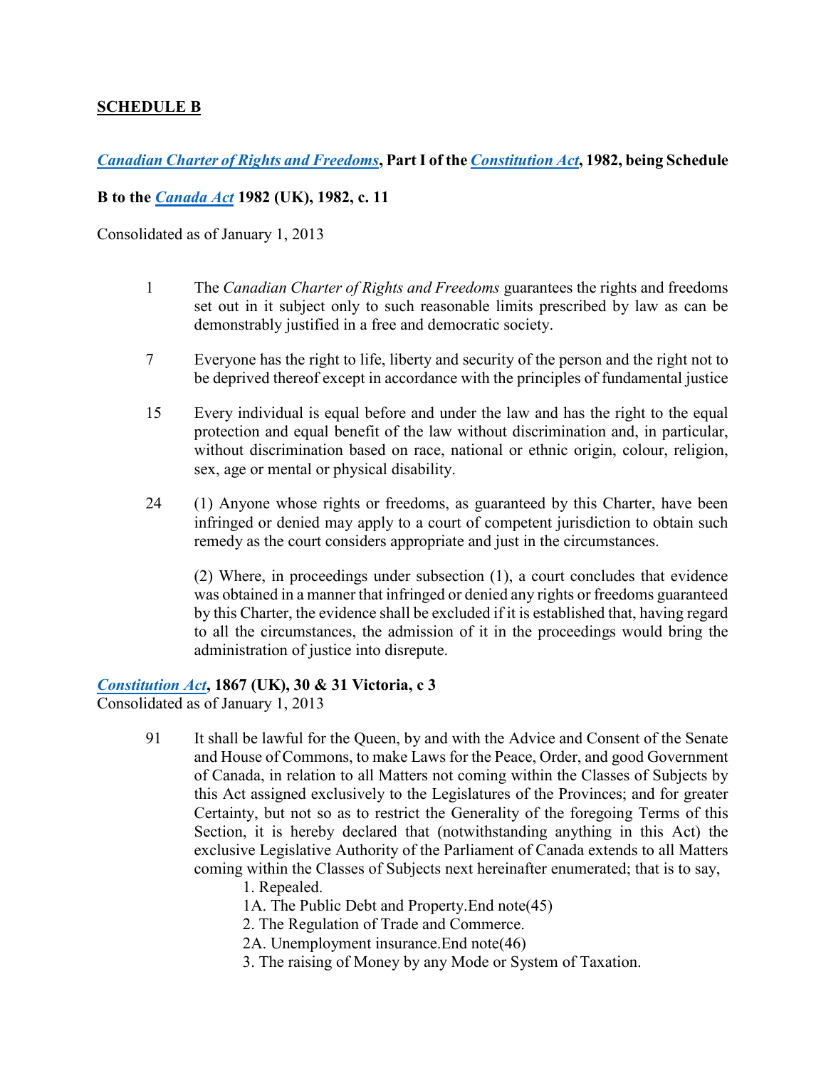**SCHEDULE B**

***Canadian Charter of Rights and Freedoms*, Part I of the *Constitution Act*, 1982, being Schedule B to the *Canada Act* 1982 (UK), 1982, c. 11**

Consolidated as of January 1, 2013

1 The *Canadian Charter of Rights and Freedoms* guarantees the rights and freedoms set out in it subject only to such reasonable limits prescribed by law as can be demonstrably justified in a free and democratic society.

7 Everyone has the right to life, liberty and security of the person and the right not to be deprived thereof except in accordance with the principles of fundamental justice

15 Every individual is equal before and under the law and has the right to the equal protection and equal benefit of the law without discrimination and, in particular, without discrimination based on race, national or ethnic origin, colour, religion, sex, age or mental or physical disability.

24 (1) Anyone whose rights or freedoms, as guaranteed by this Charter, have been infringed or denied may apply to a court of competent jurisdiction to obtain such remedy as the court considers appropriate and just in the circumstances.

(2) Where, in proceedings under subsection (1), a court concludes that evidence was obtained in a manner that infringed or denied any rights or freedoms guaranteed by this Charter, the evidence shall be excluded if it is established that, having regard to all the circumstances, the admission of it in the proceedings would bring the administration of justice into disrepute.

***Constitution Act*, 1867 (UK), 30 & 31 Victoria, c 3**
Consolidated as of January 1, 2013

91 It shall be lawful for the Queen, by and with the Advice and Consent of the Senate and House of Commons, to make Laws for the Peace, Order, and good Government of Canada, in relation to all Matters not coming within the Classes of Subjects by this Act assigned exclusively to the Legislatures of the Provinces; and for greater Certainty, but not so as to restrict the Generality of the foregoing Terms of this Section, it is hereby declared that (notwithstanding anything in this Act) the exclusive Legislative Authority of the Parliament of Canada extends to all Matters coming within the Classes of Subjects next hereinafter enumerated; that is to say,

1. Repealed.
1A. The Public Debt and Property.End note(45)
2. The Regulation of Trade and Commerce.
2A. Unemployment insurance.End note(46)
3. The raising of Money by any Mode or System of Taxation.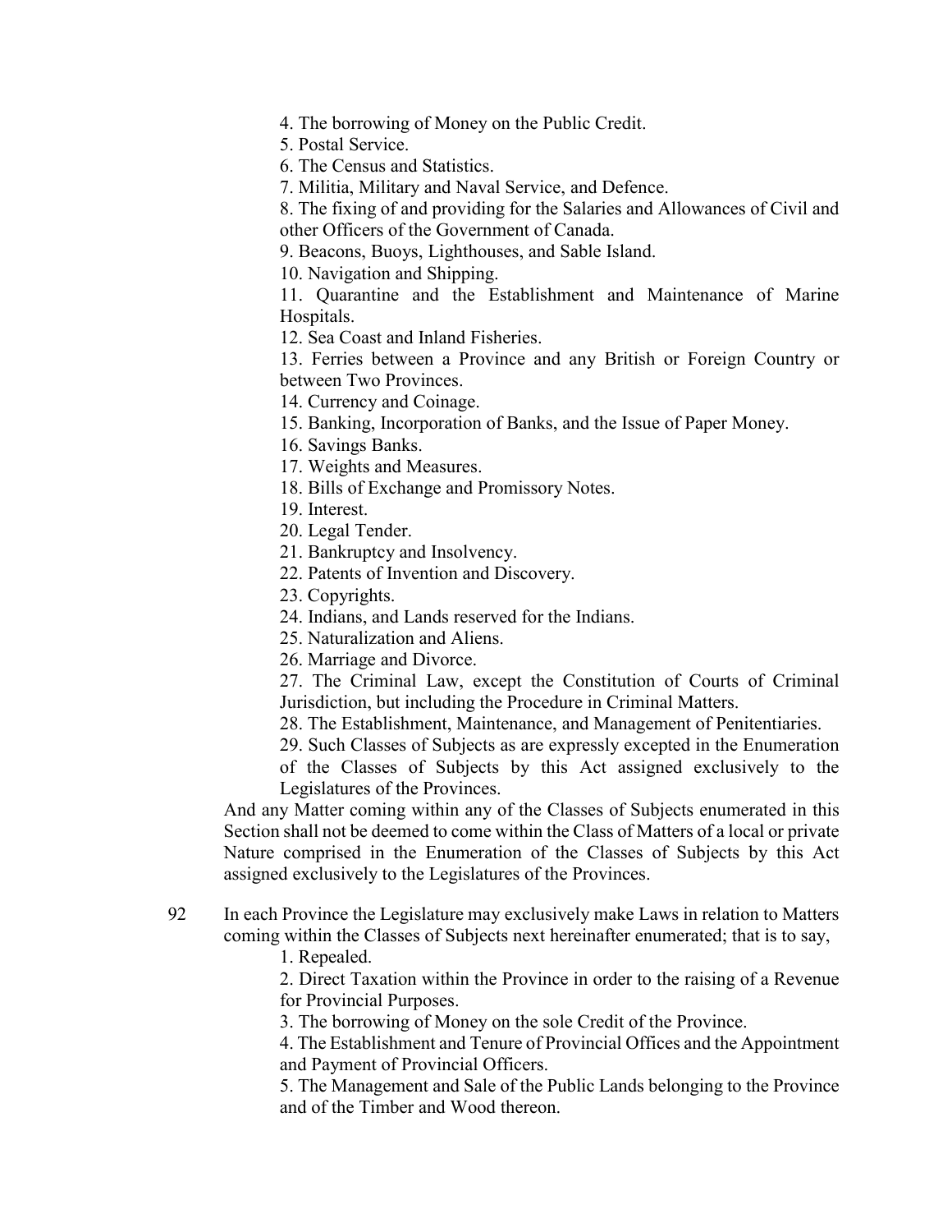4. The borrowing of Money on the Public Credit.

5. Postal Service.

6. The Census and Statistics.

7. Militia, Military and Naval Service, and Defence.

8. The fixing of and providing for the Salaries and Allowances of Civil and other Officers of the Government of Canada.

9. Beacons, Buoys, Lighthouses, and Sable Island.

10. Navigation and Shipping.

11. Quarantine and the Establishment and Maintenance of Marine Hospitals.

12. Sea Coast and Inland Fisheries.

13. Ferries between a Province and any British or Foreign Country or between Two Provinces.

14. Currency and Coinage.

15. Banking, Incorporation of Banks, and the Issue of Paper Money.

16. Savings Banks.

17. Weights and Measures.

18. Bills of Exchange and Promissory Notes.

19. Interest.

20. Legal Tender.

21. Bankruptcy and Insolvency.

22. Patents of Invention and Discovery.

23. Copyrights.

24. Indians, and Lands reserved for the Indians.

25. Naturalization and Aliens.

26. Marriage and Divorce.

27. The Criminal Law, except the Constitution of Courts of Criminal Jurisdiction, but including the Procedure in Criminal Matters.

28. The Establishment, Maintenance, and Management of Penitentiaries.

29. Such Classes of Subjects as are expressly excepted in the Enumeration of the Classes of Subjects by this Act assigned exclusively to the Legislatures of the Provinces.

And any Matter coming within any of the Classes of Subjects enumerated in this Section shall not be deemed to come within the Class of Matters of a local or private Nature comprised in the Enumeration of the Classes of Subjects by this Act assigned exclusively to the Legislatures of the Provinces.

92 In each Province the Legislature may exclusively make Laws in relation to Matters coming within the Classes of Subjects next hereinafter enumerated; that is to say,

1. Repealed.

2. Direct Taxation within the Province in order to the raising of a Revenue for Provincial Purposes.

3. The borrowing of Money on the sole Credit of the Province.

4. The Establishment and Tenure of Provincial Offices and the Appointment and Payment of Provincial Officers.

5. The Management and Sale of the Public Lands belonging to the Province and of the Timber and Wood thereon.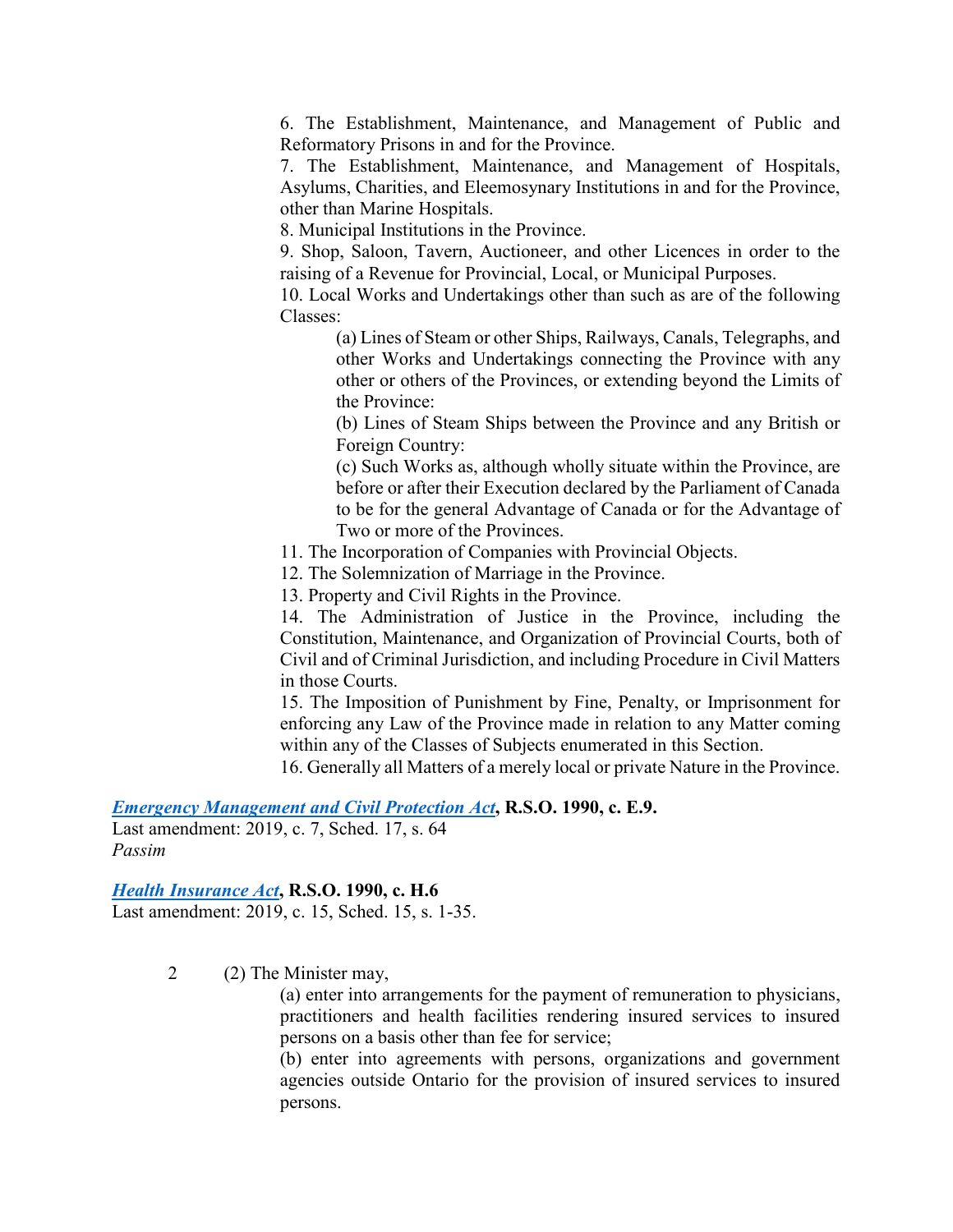6. The Establishment, Maintenance, and Management of Public and Reformatory Prisons in and for the Province.

7. The Establishment, Maintenance, and Management of Hospitals, Asylums, Charities, and Eleemosynary Institutions in and for the Province, other than Marine Hospitals.

8. Municipal Institutions in the Province.

9. Shop, Saloon, Tavern, Auctioneer, and other Licences in order to the raising of a Revenue for Provincial, Local, or Municipal Purposes.

10. Local Works and Undertakings other than such as are of the following Classes:

> (a) Lines of Steam or other Ships, Railways, Canals, Telegraphs, and other Works and Undertakings connecting the Province with any other or others of the Provinces, or extending beyond the Limits of the Province:
>
> (b) Lines of Steam Ships between the Province and any British or Foreign Country:
>
> (c) Such Works as, although wholly situate within the Province, are before or after their Execution declared by the Parliament of Canada to be for the general Advantage of Canada or for the Advantage of Two or more of the Provinces.

11. The Incorporation of Companies with Provincial Objects.

12. The Solemnization of Marriage in the Province.

13. Property and Civil Rights in the Province.

14. The Administration of Justice in the Province, including the Constitution, Maintenance, and Organization of Provincial Courts, both of Civil and of Criminal Jurisdiction, and including Procedure in Civil Matters in those Courts.

15. The Imposition of Punishment by Fine, Penalty, or Imprisonment for enforcing any Law of the Province made in relation to any Matter coming within any of the Classes of Subjects enumerated in this Section.

16. Generally all Matters of a merely local or private Nature in the Province.

***Emergency Management and Civil Protection Act*, R.S.O. 1990, c. E.9.**
Last amendment: 2019, c. 7, Sched. 17, s. 64
*Passim*

***Health Insurance Act*, R.S.O. 1990, c. H.6**
Last amendment: 2019, c. 15, Sched. 15, s. 1-35.

2 (2) The Minister may,

> (a) enter into arrangements for the payment of remuneration to physicians, practitioners and health facilities rendering insured services to insured persons on a basis other than fee for service;
>
> (b) enter into agreements with persons, organizations and government agencies outside Ontario for the provision of insured services to insured persons.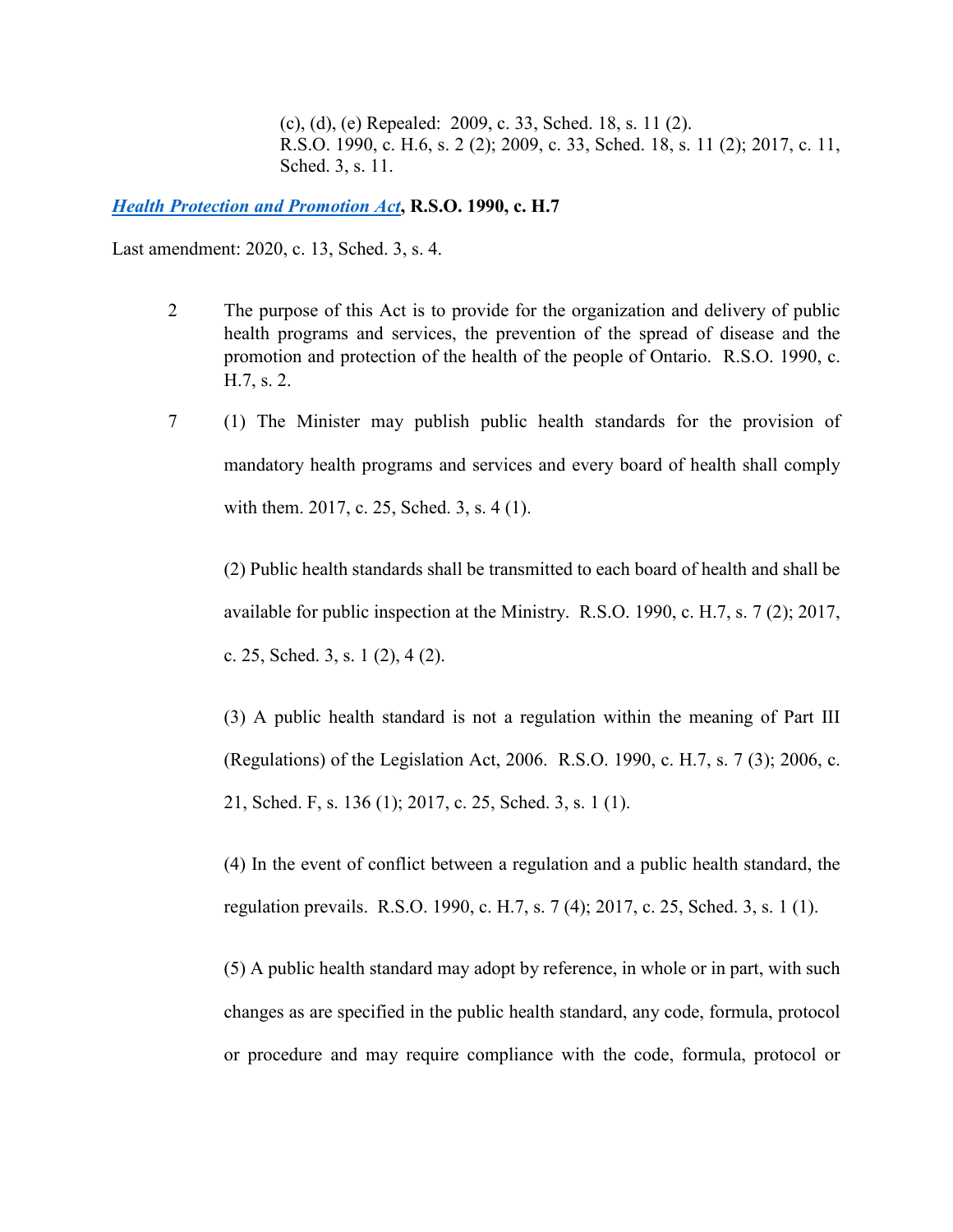(c), (d), (e) Repealed: 2009, c. 33, Sched. 18, s. 11 (2).
R.S.O. 1990, c. H.6, s. 2 (2); 2009, c. 33, Sched. 18, s. 11 (2); 2017, c. 11, Sched. 3, s. 11.

***Health Protection and Promotion Act*, R.S.O. 1990, c. H.7**

Last amendment: 2020, c. 13, Sched. 3, s. 4.

2 The purpose of this Act is to provide for the organization and delivery of public health programs and services, the prevention of the spread of disease and the promotion and protection of the health of the people of Ontario. R.S.O. 1990, c. H.7, s. 2.

7 (1) The Minister may publish public health standards for the provision of mandatory health programs and services and every board of health shall comply with them. 2017, c. 25, Sched. 3, s. 4 (1).

(2) Public health standards shall be transmitted to each board of health and shall be available for public inspection at the Ministry. R.S.O. 1990, c. H.7, s. 7 (2); 2017, c. 25, Sched. 3, s. 1 (2), 4 (2).

(3) A public health standard is not a regulation within the meaning of Part III (Regulations) of the Legislation Act, 2006. R.S.O. 1990, c. H.7, s. 7 (3); 2006, c. 21, Sched. F, s. 136 (1); 2017, c. 25, Sched. 3, s. 1 (1).

(4) In the event of conflict between a regulation and a public health standard, the regulation prevails. R.S.O. 1990, c. H.7, s. 7 (4); 2017, c. 25, Sched. 3, s. 1 (1).

(5) A public health standard may adopt by reference, in whole or in part, with such changes as are specified in the public health standard, any code, formula, protocol or procedure and may require compliance with the code, formula, protocol or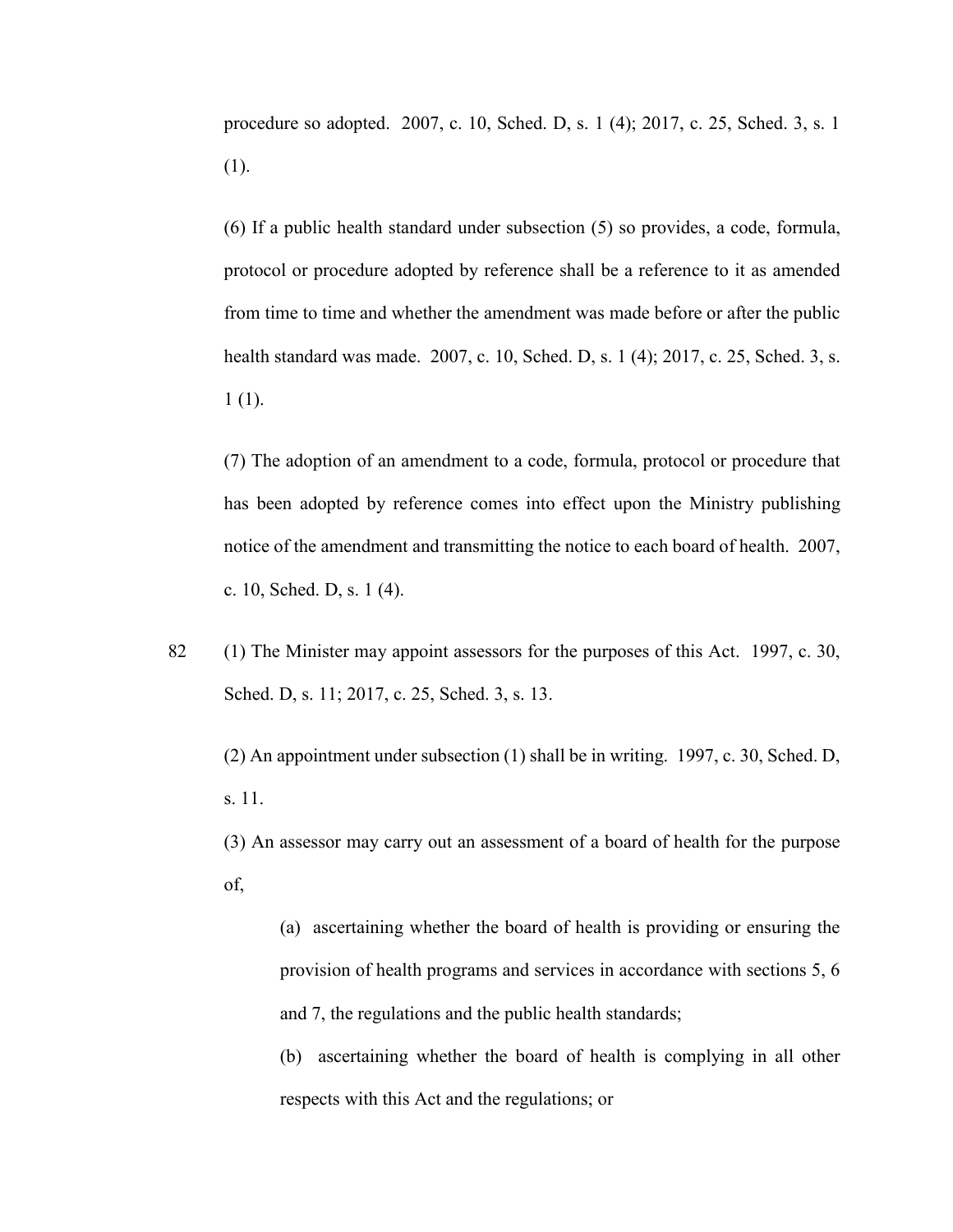procedure so adopted. 2007, c. 10, Sched. D, s. 1 (4); 2017, c. 25, Sched. 3, s. 1 (1).

(6) If a public health standard under subsection (5) so provides, a code, formula, protocol or procedure adopted by reference shall be a reference to it as amended from time to time and whether the amendment was made before or after the public health standard was made. 2007, c. 10, Sched. D, s. 1 (4); 2017, c. 25, Sched. 3, s. 1 (1).

(7) The adoption of an amendment to a code, formula, protocol or procedure that has been adopted by reference comes into effect upon the Ministry publishing notice of the amendment and transmitting the notice to each board of health. 2007, c. 10, Sched. D, s. 1 (4).

82 (1) The Minister may appoint assessors for the purposes of this Act. 1997, c. 30, Sched. D, s. 11; 2017, c. 25, Sched. 3, s. 13.

(2) An appointment under subsection (1) shall be in writing. 1997, c. 30, Sched. D, s. 11.

(3) An assessor may carry out an assessment of a board of health for the purpose of,

(a) ascertaining whether the board of health is providing or ensuring the provision of health programs and services in accordance with sections 5, 6 and 7, the regulations and the public health standards;

(b) ascertaining whether the board of health is complying in all other respects with this Act and the regulations; or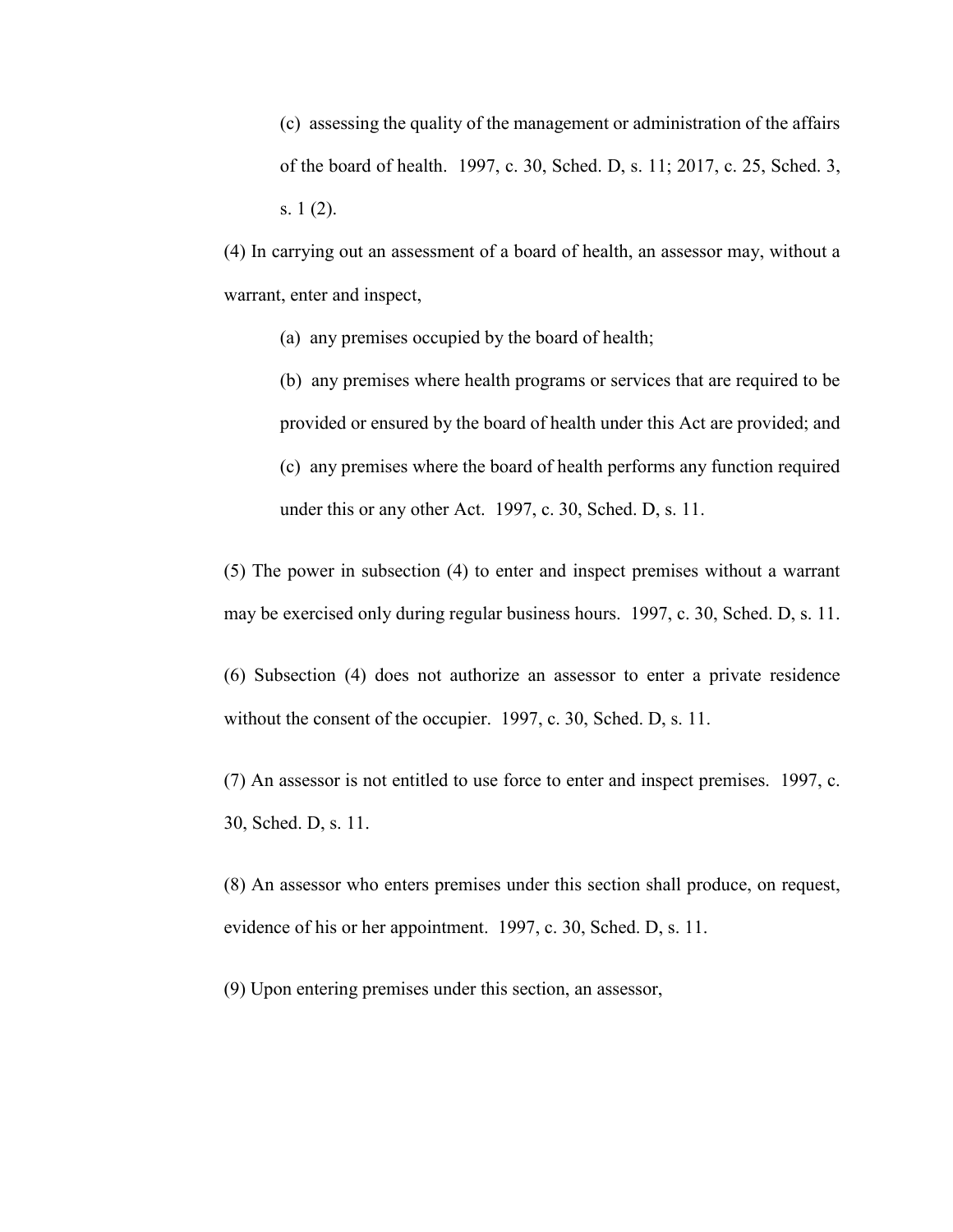(c) assessing the quality of the management or administration of the affairs of the board of health. 1997, c. 30, Sched. D, s. 11; 2017, c. 25, Sched. 3, s. 1 (2).

(4) In carrying out an assessment of a board of health, an assessor may, without a warrant, enter and inspect,

(a) any premises occupied by the board of health;

(b) any premises where health programs or services that are required to be provided or ensured by the board of health under this Act are provided; and

(c) any premises where the board of health performs any function required under this or any other Act. 1997, c. 30, Sched. D, s. 11.

(5) The power in subsection (4) to enter and inspect premises without a warrant may be exercised only during regular business hours. 1997, c. 30, Sched. D, s. 11.

(6) Subsection (4) does not authorize an assessor to enter a private residence without the consent of the occupier. 1997, c. 30, Sched. D, s. 11.

(7) An assessor is not entitled to use force to enter and inspect premises. 1997, c. 30, Sched. D, s. 11.

(8) An assessor who enters premises under this section shall produce, on request, evidence of his or her appointment. 1997, c. 30, Sched. D, s. 11.

(9) Upon entering premises under this section, an assessor,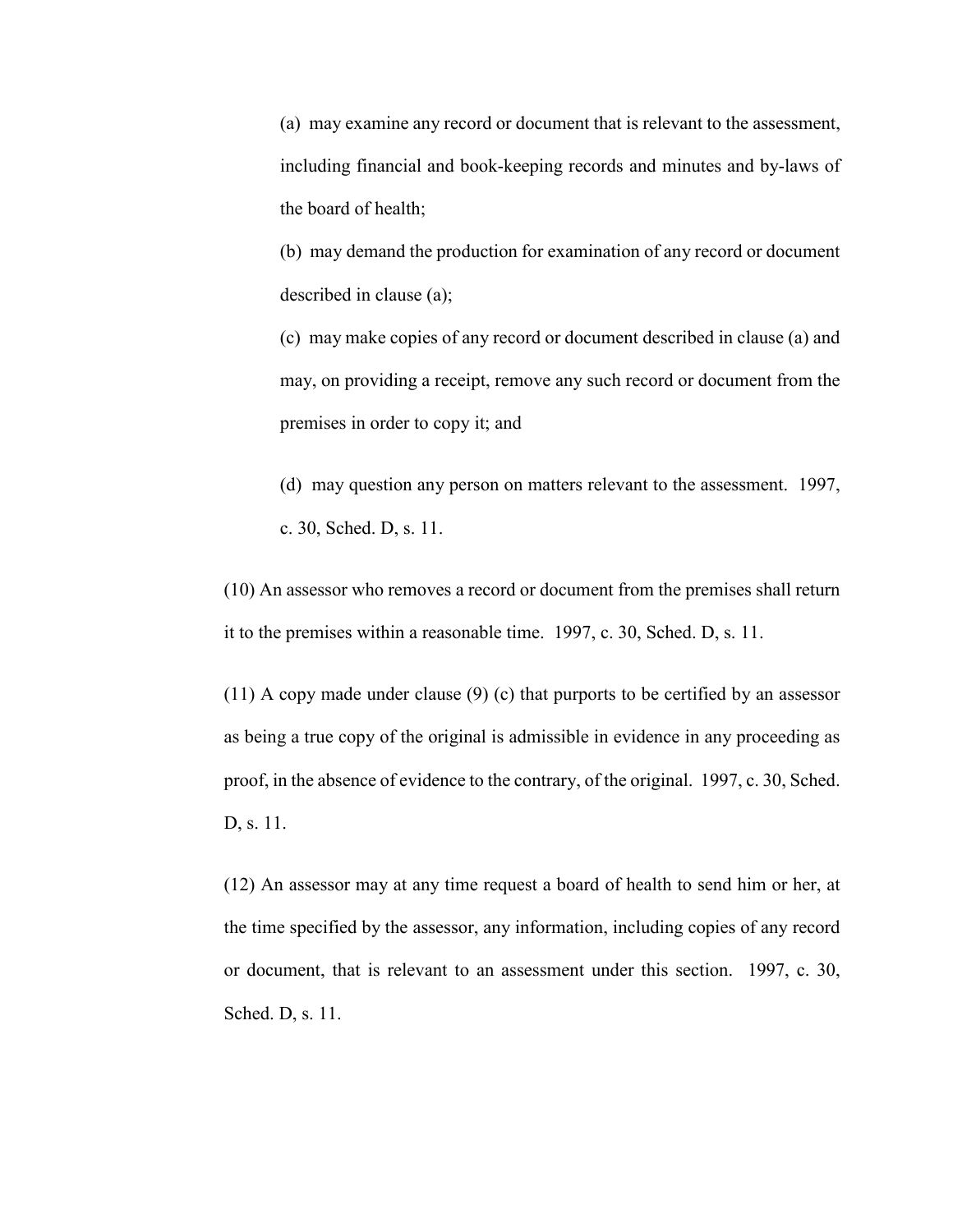(a) may examine any record or document that is relevant to the assessment, including financial and book-keeping records and minutes and by-laws of the board of health;

(b) may demand the production for examination of any record or document described in clause (a);

(c) may make copies of any record or document described in clause (a) and may, on providing a receipt, remove any such record or document from the premises in order to copy it; and

(d) may question any person on matters relevant to the assessment. 1997, c. 30, Sched. D, s. 11.

(10) An assessor who removes a record or document from the premises shall return it to the premises within a reasonable time. 1997, c. 30, Sched. D, s. 11.

(11) A copy made under clause (9) (c) that purports to be certified by an assessor as being a true copy of the original is admissible in evidence in any proceeding as proof, in the absence of evidence to the contrary, of the original. 1997, c. 30, Sched. D, s. 11.

(12) An assessor may at any time request a board of health to send him or her, at the time specified by the assessor, any information, including copies of any record or document, that is relevant to an assessment under this section. 1997, c. 30, Sched. D, s. 11.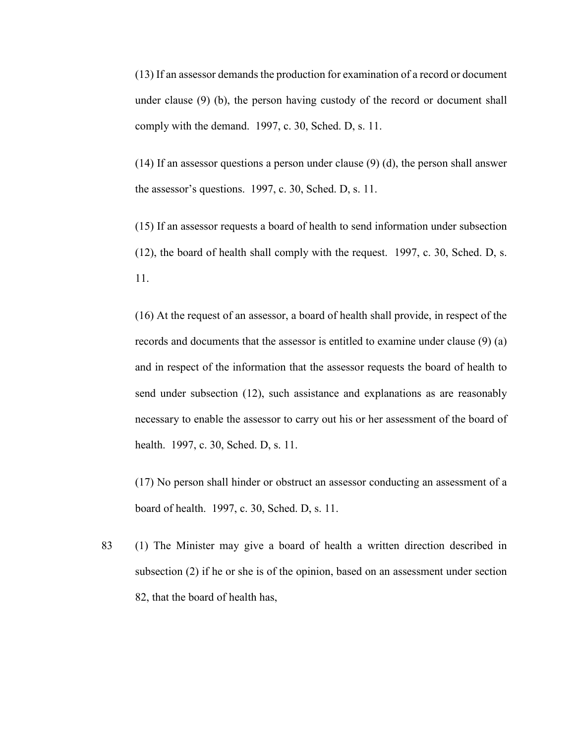(13) If an assessor demands the production for examination of a record or document under clause (9) (b), the person having custody of the record or document shall comply with the demand. 1997, c. 30, Sched. D, s. 11.

(14) If an assessor questions a person under clause (9) (d), the person shall answer the assessor's questions. 1997, c. 30, Sched. D, s. 11.

(15) If an assessor requests a board of health to send information under subsection (12), the board of health shall comply with the request. 1997, c. 30, Sched. D, s. 11.

(16) At the request of an assessor, a board of health shall provide, in respect of the records and documents that the assessor is entitled to examine under clause (9) (a) and in respect of the information that the assessor requests the board of health to send under subsection (12), such assistance and explanations as are reasonably necessary to enable the assessor to carry out his or her assessment of the board of health. 1997, c. 30, Sched. D, s. 11.

(17) No person shall hinder or obstruct an assessor conducting an assessment of a board of health. 1997, c. 30, Sched. D, s. 11.

83 (1) The Minister may give a board of health a written direction described in subsection (2) if he or she is of the opinion, based on an assessment under section 82, that the board of health has,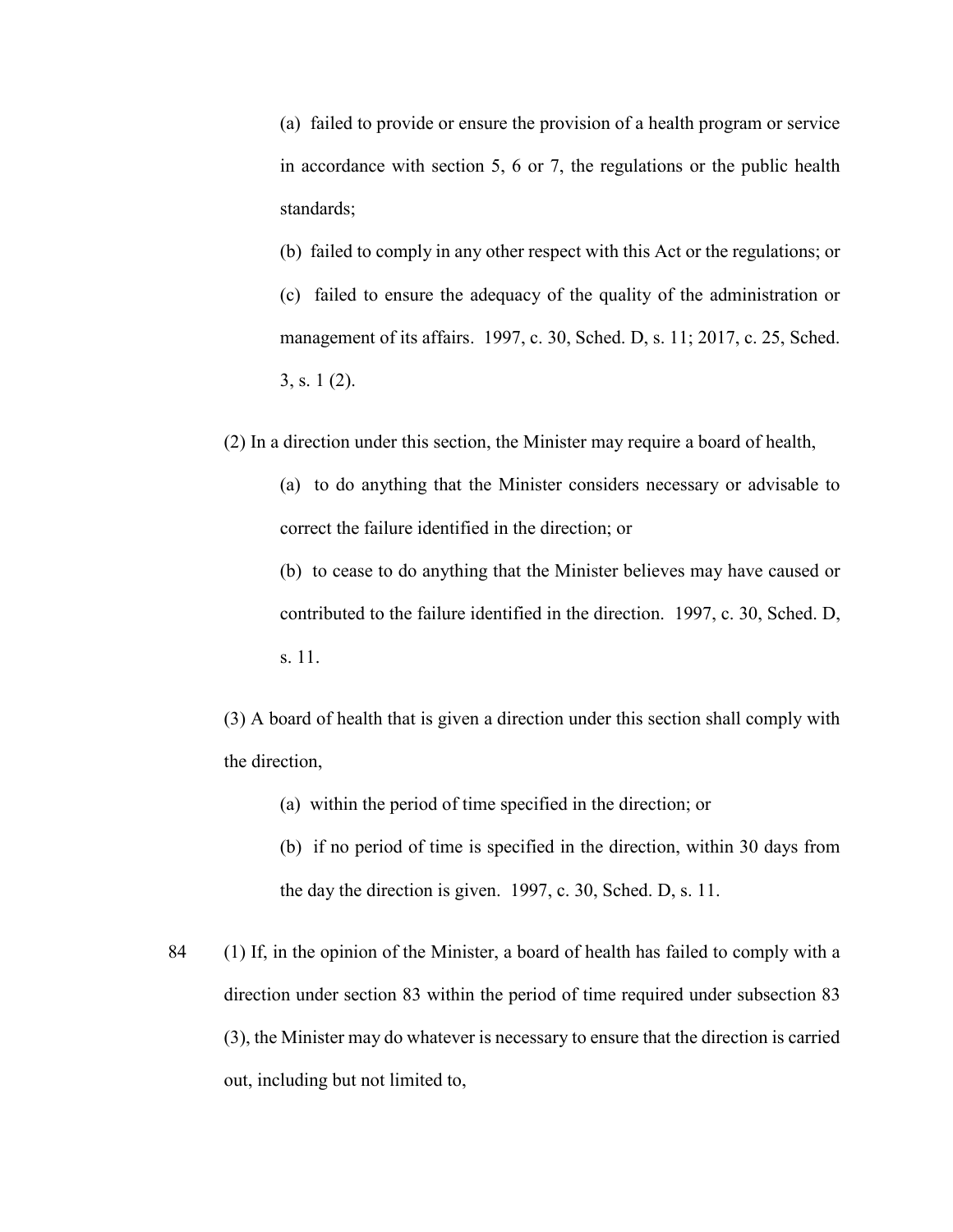(a) failed to provide or ensure the provision of a health program or service in accordance with section 5, 6 or 7, the regulations or the public health standards;

(b) failed to comply in any other respect with this Act or the regulations; or

(c) failed to ensure the adequacy of the quality of the administration or management of its affairs. 1997, c. 30, Sched. D, s. 11; 2017, c. 25, Sched. 3, s. 1 (2).

(2) In a direction under this section, the Minister may require a board of health,

(a) to do anything that the Minister considers necessary or advisable to correct the failure identified in the direction; or

(b) to cease to do anything that the Minister believes may have caused or contributed to the failure identified in the direction. 1997, c. 30, Sched. D, s. 11.

(3) A board of health that is given a direction under this section shall comply with the direction,

(a) within the period of time specified in the direction; or

(b) if no period of time is specified in the direction, within 30 days from the day the direction is given. 1997, c. 30, Sched. D, s. 11.

84 (1) If, in the opinion of the Minister, a board of health has failed to comply with a direction under section 83 within the period of time required under subsection 83 (3), the Minister may do whatever is necessary to ensure that the direction is carried out, including but not limited to,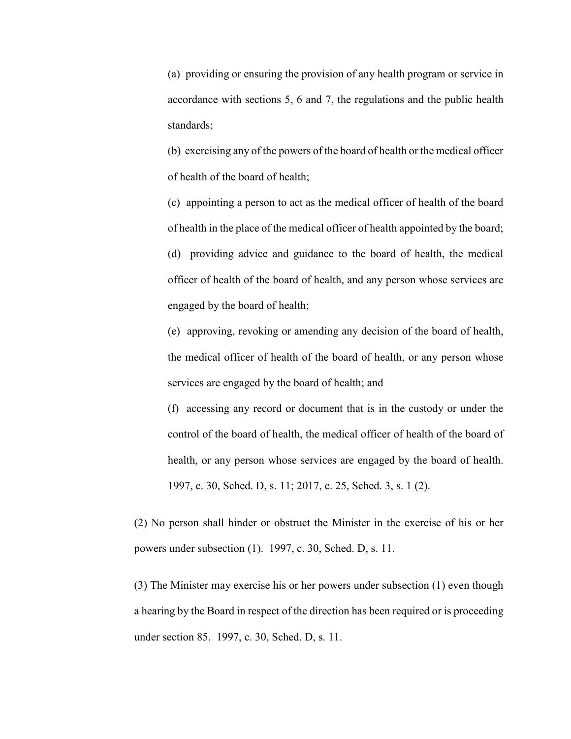(a) providing or ensuring the provision of any health program or service in accordance with sections 5, 6 and 7, the regulations and the public health standards;

(b) exercising any of the powers of the board of health or the medical officer of health of the board of health;

(c) appointing a person to act as the medical officer of health of the board of health in the place of the medical officer of health appointed by the board;

(d) providing advice and guidance to the board of health, the medical officer of health of the board of health, and any person whose services are engaged by the board of health;

(e) approving, revoking or amending any decision of the board of health, the medical officer of health of the board of health, or any person whose services are engaged by the board of health; and

(f) accessing any record or document that is in the custody or under the control of the board of health, the medical officer of health of the board of health, or any person whose services are engaged by the board of health. 1997, c. 30, Sched. D, s. 11; 2017, c. 25, Sched. 3, s. 1 (2).

(2) No person shall hinder or obstruct the Minister in the exercise of his or her powers under subsection (1). 1997, c. 30, Sched. D, s. 11.

(3) The Minister may exercise his or her powers under subsection (1) even though a hearing by the Board in respect of the direction has been required or is proceeding under section 85. 1997, c. 30, Sched. D, s. 11.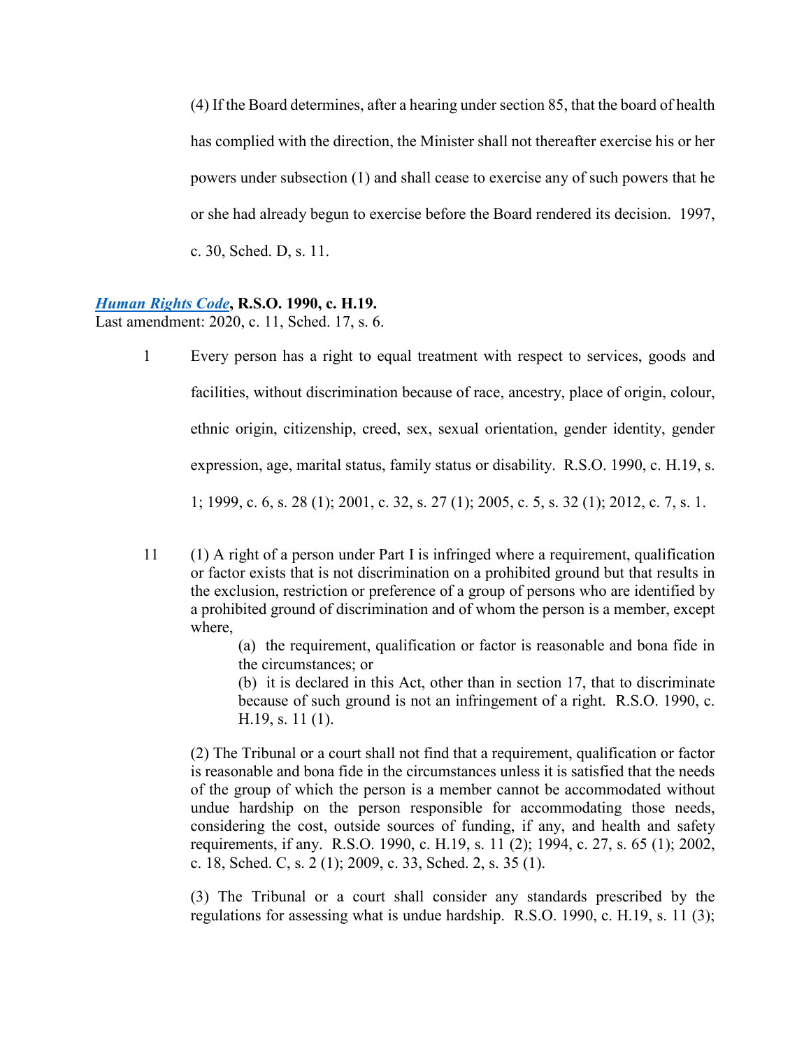(4) If the Board determines, after a hearing under section 85, that the board of health has complied with the direction, the Minister shall not thereafter exercise his or her powers under subsection (1) and shall cease to exercise any of such powers that he or she had already begun to exercise before the Board rendered its decision. 1997, c. 30, Sched. D, s. 11.

***Human Rights Code*, R.S.O. 1990, c. H.19.**
Last amendment: 2020, c. 11, Sched. 17, s. 6.

1 Every person has a right to equal treatment with respect to services, goods and facilities, without discrimination because of race, ancestry, place of origin, colour, ethnic origin, citizenship, creed, sex, sexual orientation, gender identity, gender expression, age, marital status, family status or disability. R.S.O. 1990, c. H.19, s. 1; 1999, c. 6, s. 28 (1); 2001, c. 32, s. 27 (1); 2005, c. 5, s. 32 (1); 2012, c. 7, s. 1.

11 (1) A right of a person under Part I is infringed where a requirement, qualification or factor exists that is not discrimination on a prohibited ground but that results in the exclusion, restriction or preference of a group of persons who are identified by a prohibited ground of discrimination and of whom the person is a member, except where,

(a) the requirement, qualification or factor is reasonable and bona fide in the circumstances; or

(b) it is declared in this Act, other than in section 17, that to discriminate because of such ground is not an infringement of a right. R.S.O. 1990, c. H.19, s. 11 (1).

(2) The Tribunal or a court shall not find that a requirement, qualification or factor is reasonable and bona fide in the circumstances unless it is satisfied that the needs of the group of which the person is a member cannot be accommodated without undue hardship on the person responsible for accommodating those needs, considering the cost, outside sources of funding, if any, and health and safety requirements, if any. R.S.O. 1990, c. H.19, s. 11 (2); 1994, c. 27, s. 65 (1); 2002, c. 18, Sched. C, s. 2 (1); 2009, c. 33, Sched. 2, s. 35 (1).

(3) The Tribunal or a court shall consider any standards prescribed by the regulations for assessing what is undue hardship. R.S.O. 1990, c. H.19, s. 11 (3);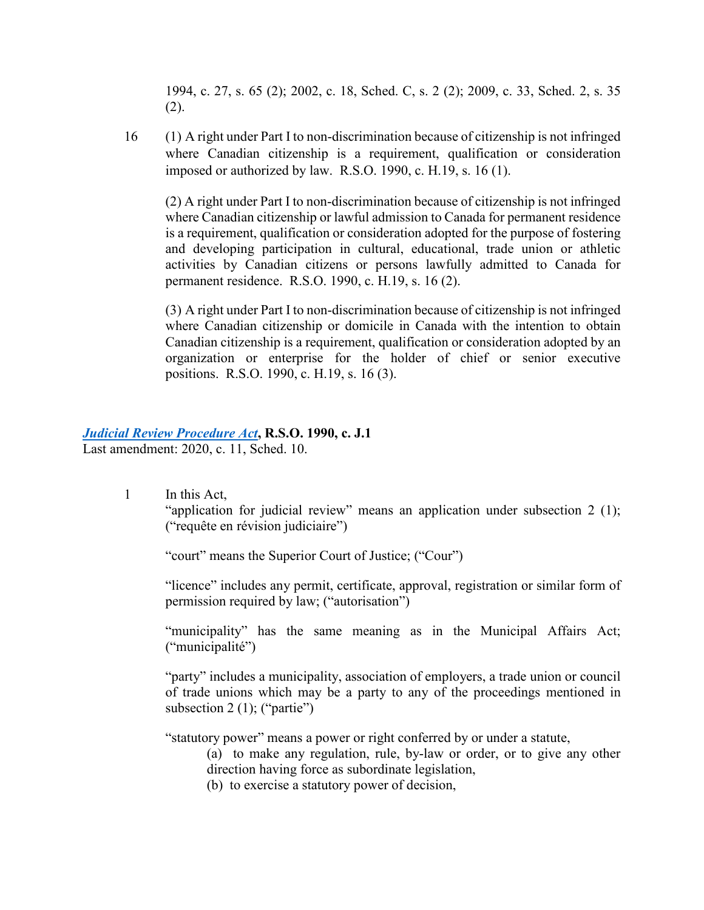1994, c. 27, s. 65 (2); 2002, c. 18, Sched. C, s. 2 (2); 2009, c. 33, Sched. 2, s. 35 (2).

16 (1) A right under Part I to non-discrimination because of citizenship is not infringed where Canadian citizenship is a requirement, qualification or consideration imposed or authorized by law. R.S.O. 1990, c. H.19, s. 16 (1).

(2) A right under Part I to non-discrimination because of citizenship is not infringed where Canadian citizenship or lawful admission to Canada for permanent residence is a requirement, qualification or consideration adopted for the purpose of fostering and developing participation in cultural, educational, trade union or athletic activities by Canadian citizens or persons lawfully admitted to Canada for permanent residence. R.S.O. 1990, c. H.19, s. 16 (2).

(3) A right under Part I to non-discrimination because of citizenship is not infringed where Canadian citizenship or domicile in Canada with the intention to obtain Canadian citizenship is a requirement, qualification or consideration adopted by an organization or enterprise for the holder of chief or senior executive positions. R.S.O. 1990, c. H.19, s. 16 (3).

***Judicial Review Procedure Act*, R.S.O. 1990, c. J.1**
Last amendment: 2020, c. 11, Sched. 10.

1 In this Act,

"application for judicial review" means an application under subsection 2 (1); ("requête en révision judiciaire")

"court" means the Superior Court of Justice; ("Cour")

"licence" includes any permit, certificate, approval, registration or similar form of permission required by law; ("autorisation")

"municipality" has the same meaning as in the Municipal Affairs Act; ("municipalité")

"party" includes a municipality, association of employers, a trade union or council of trade unions which may be a party to any of the proceedings mentioned in subsection 2 (1); ("partie")

"statutory power" means a power or right conferred by or under a statute,

(a) to make any regulation, rule, by-law or order, or to give any other direction having force as subordinate legislation,

(b) to exercise a statutory power of decision,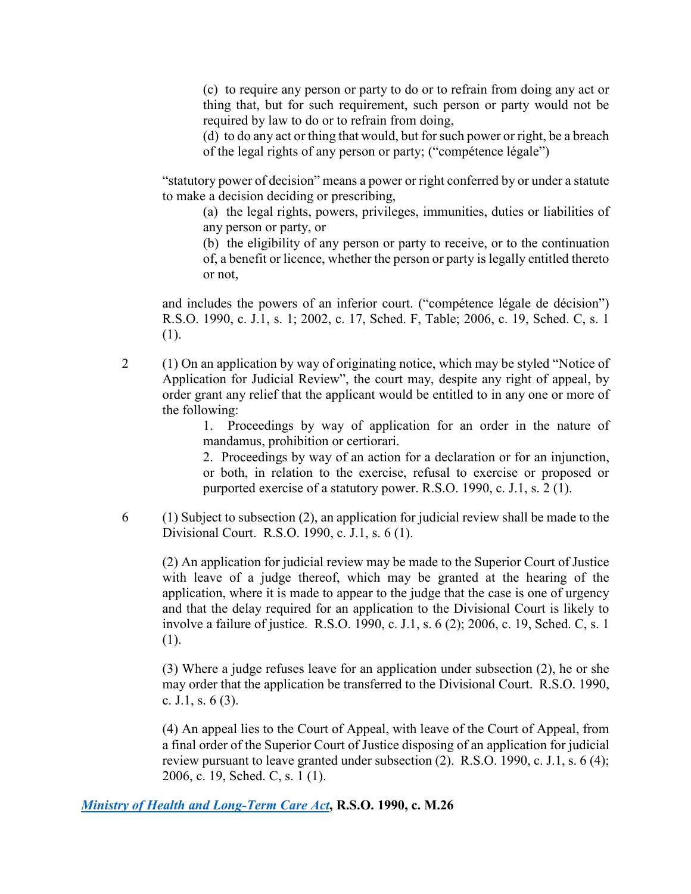(c) to require any person or party to do or to refrain from doing any act or thing that, but for such requirement, such person or party would not be required by law to do or to refrain from doing,

(d) to do any act or thing that would, but for such power or right, be a breach of the legal rights of any person or party; ("compétence légale")

"statutory power of decision" means a power or right conferred by or under a statute to make a decision deciding or prescribing,

(a) the legal rights, powers, privileges, immunities, duties or liabilities of any person or party, or

(b) the eligibility of any person or party to receive, or to the continuation of, a benefit or licence, whether the person or party is legally entitled thereto or not,

and includes the powers of an inferior court. ("compétence légale de décision") R.S.O. 1990, c. J.1, s. 1; 2002, c. 17, Sched. F, Table; 2006, c. 19, Sched. C, s. 1 (1).

2 (1) On an application by way of originating notice, which may be styled "Notice of Application for Judicial Review", the court may, despite any right of appeal, by order grant any relief that the applicant would be entitled to in any one or more of the following:

1. Proceedings by way of application for an order in the nature of mandamus, prohibition or certiorari.

2. Proceedings by way of an action for a declaration or for an injunction, or both, in relation to the exercise, refusal to exercise or proposed or purported exercise of a statutory power. R.S.O. 1990, c. J.1, s. 2 (1).

6 (1) Subject to subsection (2), an application for judicial review shall be made to the Divisional Court. R.S.O. 1990, c. J.1, s. 6 (1).

(2) An application for judicial review may be made to the Superior Court of Justice with leave of a judge thereof, which may be granted at the hearing of the application, where it is made to appear to the judge that the case is one of urgency and that the delay required for an application to the Divisional Court is likely to involve a failure of justice. R.S.O. 1990, c. J.1, s. 6 (2); 2006, c. 19, Sched. C, s. 1 (1).

(3) Where a judge refuses leave for an application under subsection (2), he or she may order that the application be transferred to the Divisional Court. R.S.O. 1990, c. J.1, s. 6 (3).

(4) An appeal lies to the Court of Appeal, with leave of the Court of Appeal, from a final order of the Superior Court of Justice disposing of an application for judicial review pursuant to leave granted under subsection (2). R.S.O. 1990, c. J.1, s. 6 (4); 2006, c. 19, Sched. C, s. 1 (1).

***Ministry of Health and Long-Term Care Act*, R.S.O. 1990, c. M.26**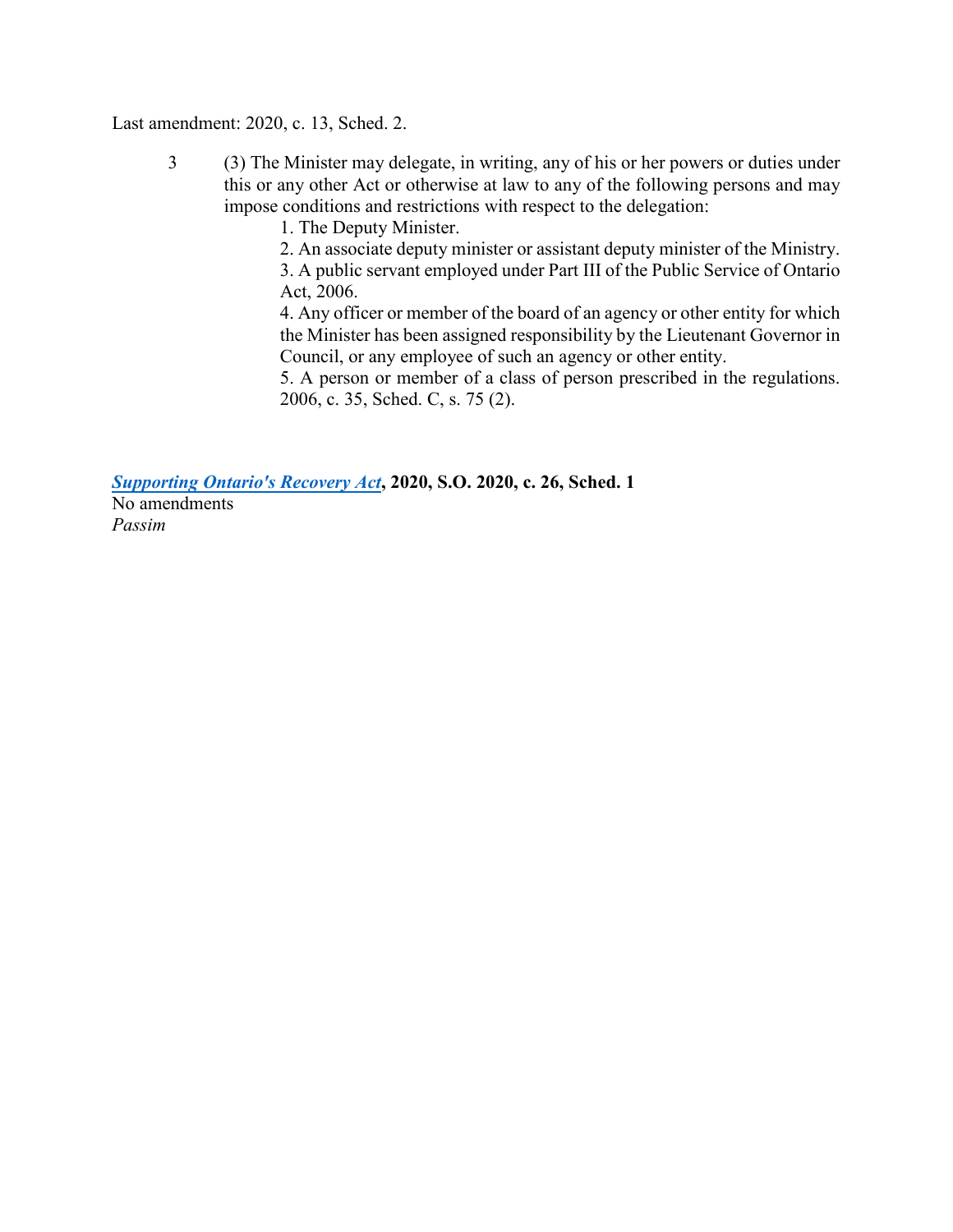Last amendment: 2020, c. 13, Sched. 2.

3 (3) The Minister may delegate, in writing, any of his or her powers or duties under this or any other Act or otherwise at law to any of the following persons and may impose conditions and restrictions with respect to the delegation:

1. The Deputy Minister.
2. An associate deputy minister or assistant deputy minister of the Ministry.
3. A public servant employed under Part III of the Public Service of Ontario Act, 2006.
4. Any officer or member of the board of an agency or other entity for which the Minister has been assigned responsibility by the Lieutenant Governor in Council, or any employee of such an agency or other entity.
5. A person or member of a class of person prescribed in the regulations. 2006, c. 35, Sched. C, s. 75 (2).

***Supporting Ontario's Recovery Act*, 2020, S.O. 2020, c. 26, Sched. 1**
No amendments
*Passim*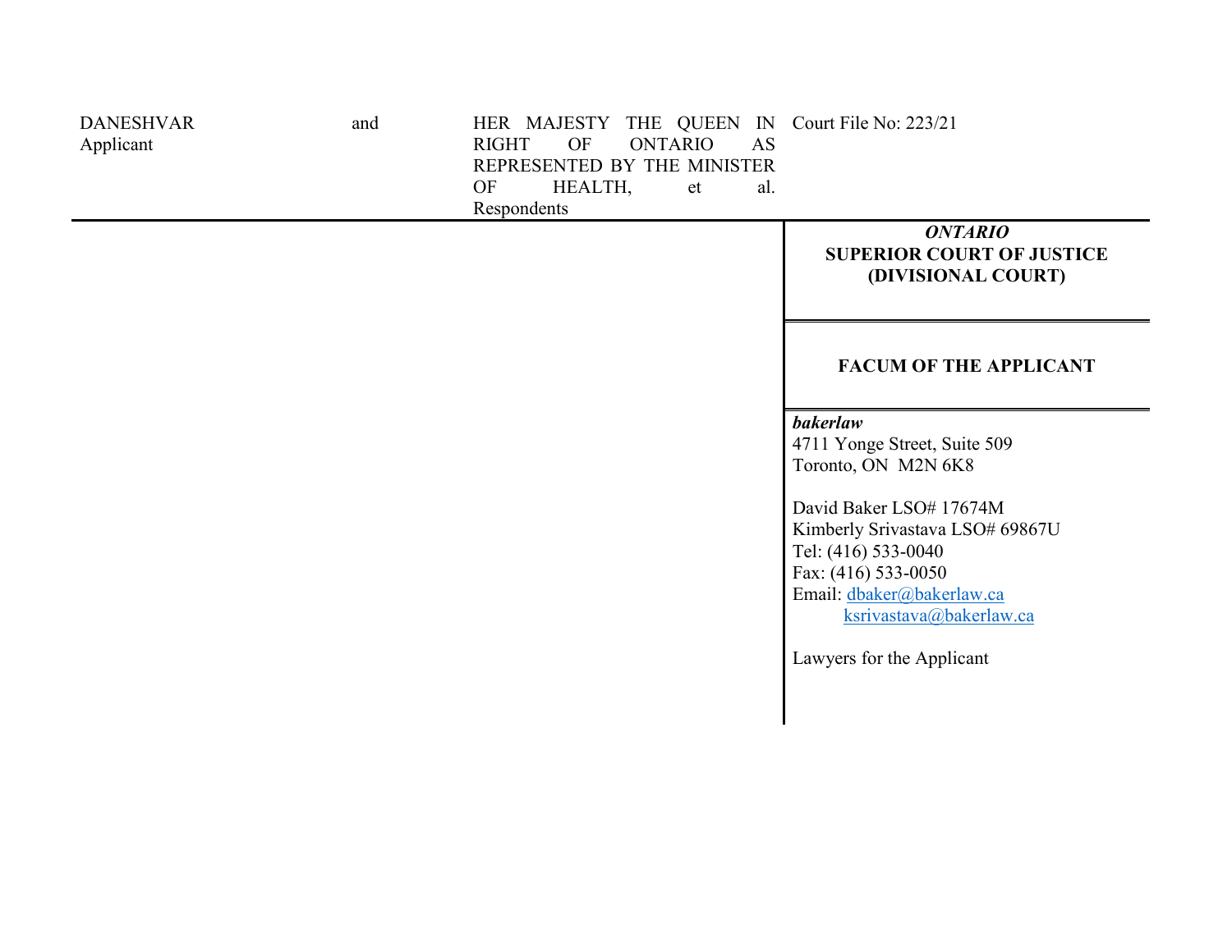| | | | |
|---|---|---|---|
| DANESHVAR<br>Applicant | and | HER MAJESTY THE QUEEN IN RIGHT OF ONTARIO AS REPRESENTED BY THE MINISTER OF HEALTH, et al.<br>Respondents | Court File No: 223/21 |

*ONTARIO*
**SUPERIOR COURT OF JUSTICE**
**(DIVISIONAL COURT)**

**FACUM OF THE APPLICANT**

***bakerlaw***
4711 Yonge Street, Suite 509
Toronto, ON M2N 6K8

David Baker LSO# 17674M
Kimberly Srivastava LSO# 69867U
Tel: (416) 533-0040
Fax: (416) 533-0050
Email: dbaker@bakerlaw.ca
ksrivastava@bakerlaw.ca

Lawyers for the Applicant